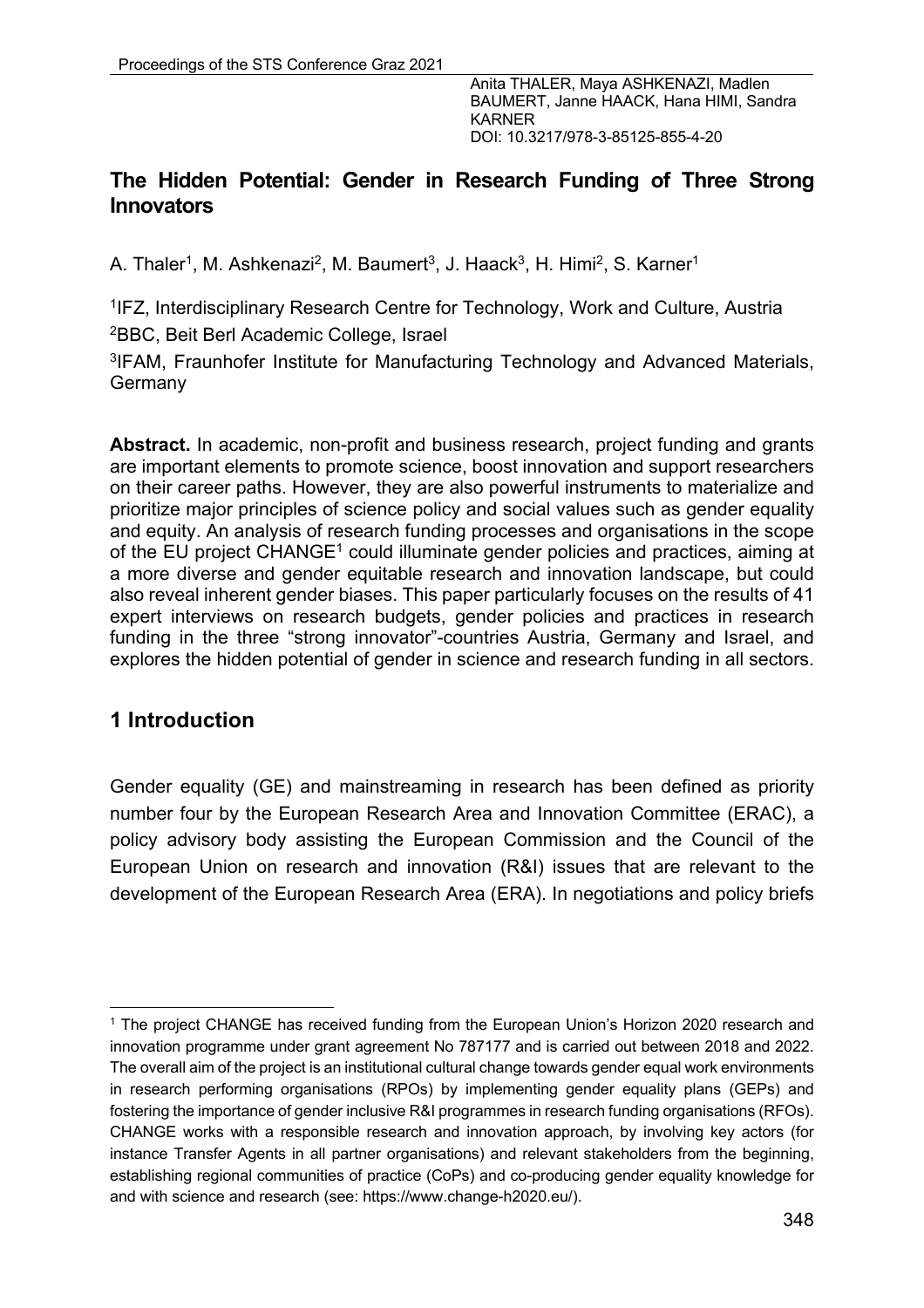Anita THALER, Maya ASHKENAZI, Madlen BAUMERT, Janne HAACK, Hana HIMI, Sandra KARNER
DOI: 10.3217/978-3-85125-855-4-20

## The Hidden Potential: Gender in Research Funding of Three Strong Innovators

A. Thaler[1], M. Ashkenazi[2], M. Baumert[3], J. Haack[3], H. Himi[2], S. Karner[1]

[1]IFZ, Interdisciplinary Research Centre for Technology, Work and Culture, Austria

[2]BBC, Beit Berl Academic College, Israel

[3]IFAM, Fraunhofer Institute for Manufacturing Technology and Advanced Materials, Germany

**Abstract.** In academic, non-profit and business research, project funding and grants are important elements to promote science, boost innovation and support researchers on their career paths. However, they are also powerful instruments to materialize and prioritize major principles of science policy and social values such as gender equality and equity. An analysis of research funding processes and organisations in the scope of the EU project CHANGE[1] could illuminate gender policies and practices, aiming at a more diverse and gender equitable research and innovation landscape, but could also reveal inherent gender biases. This paper particularly focuses on the results of 41 expert interviews on research budgets, gender policies and practices in research funding in the three "strong innovator"-countries Austria, Germany and Israel, and explores the hidden potential of gender in science and research funding in all sectors.

## 1 Introduction

Gender equality (GE) and mainstreaming in research has been defined as priority number four by the European Research Area and Innovation Committee (ERAC), a policy advisory body assisting the European Commission and the Council of the European Union on research and innovation (R&I) issues that are relevant to the development of the European Research Area (ERA). In negotiations and policy briefs

[1] The project CHANGE has received funding from the European Union's Horizon 2020 research and innovation programme under grant agreement No 787177 and is carried out between 2018 and 2022. The overall aim of the project is an institutional cultural change towards gender equal work environments in research performing organisations (RPOs) by implementing gender equality plans (GEPs) and fostering the importance of gender inclusive R&I programmes in research funding organisations (RFOs). CHANGE works with a responsible research and innovation approach, by involving key actors (for instance Transfer Agents in all partner organisations) and relevant stakeholders from the beginning, establishing regional communities of practice (CoPs) and co-producing gender equality knowledge for and with science and research (see: https://www.change-h2020.eu/).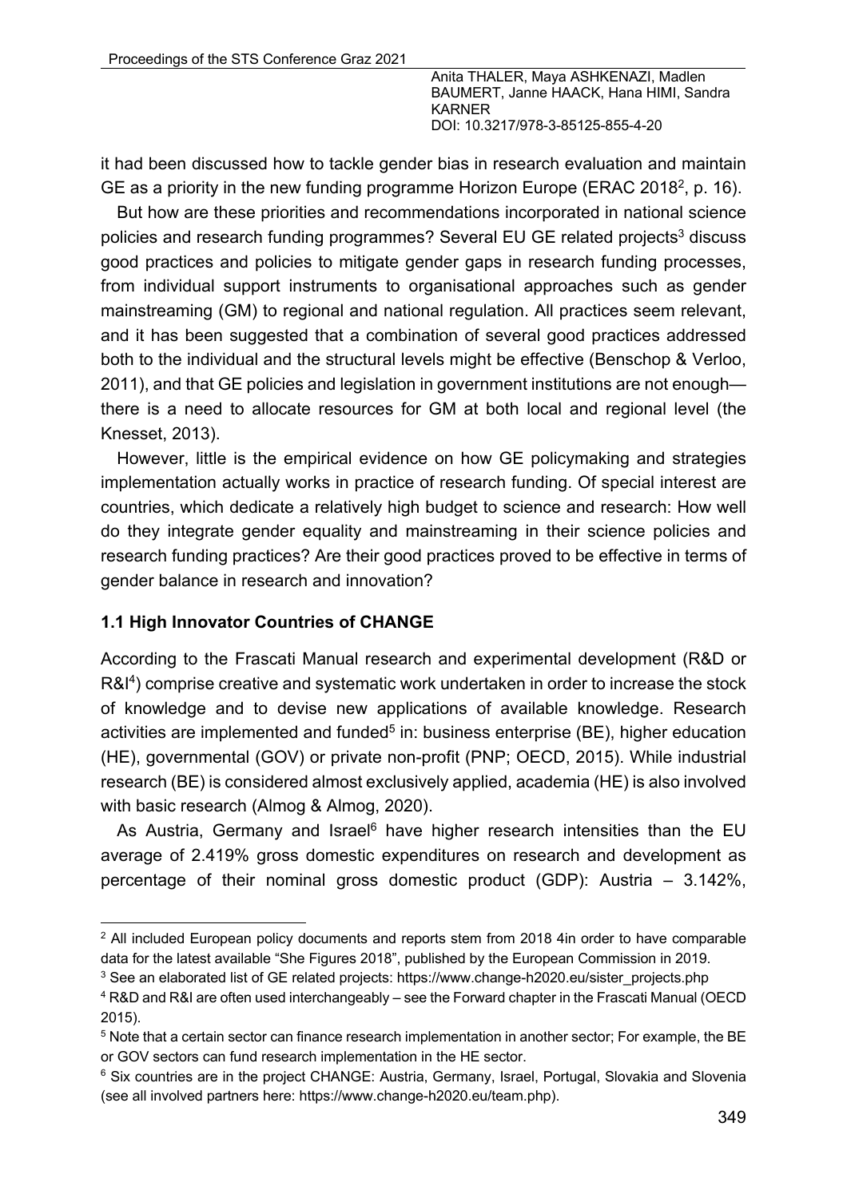it had been discussed how to tackle gender bias in research evaluation and maintain GE as a priority in the new funding programme Horizon Europe (ERAC 2018[2], p. 16).

But how are these priorities and recommendations incorporated in national science policies and research funding programmes? Several EU GE related projects[3] discuss good practices and policies to mitigate gender gaps in research funding processes, from individual support instruments to organisational approaches such as gender mainstreaming (GM) to regional and national regulation. All practices seem relevant, and it has been suggested that a combination of several good practices addressed both to the individual and the structural levels might be effective (Benschop & Verloo, 2011), and that GE policies and legislation in government institutions are not enough—there is a need to allocate resources for GM at both local and regional level (the Knesset, 2013).

However, little is the empirical evidence on how GE policymaking and strategies implementation actually works in practice of research funding. Of special interest are countries, which dedicate a relatively high budget to science and research: How well do they integrate gender equality and mainstreaming in their science policies and research funding practices? Are their good practices proved to be effective in terms of gender balance in research and innovation?

### 1.1 High Innovator Countries of CHANGE

According to the Frascati Manual research and experimental development (R&D or R&I[4]) comprise creative and systematic work undertaken in order to increase the stock of knowledge and to devise new applications of available knowledge. Research activities are implemented and funded[5] in: business enterprise (BE), higher education (HE), governmental (GOV) or private non-profit (PNP; OECD, 2015). While industrial research (BE) is considered almost exclusively applied, academia (HE) is also involved with basic research (Almog & Almog, 2020).

As Austria, Germany and Israel[6] have higher research intensities than the EU average of 2.419% gross domestic expenditures on research and development as percentage of their nominal gross domestic product (GDP): Austria – 3.142%,

---

[2] All included European policy documents and reports stem from 2018 4in order to have comparable data for the latest available "She Figures 2018", published by the European Commission in 2019.

[3] See an elaborated list of GE related projects: https://www.change-h2020.eu/sister_projects.php

[4] R&D and R&I are often used interchangeably – see the Forward chapter in the Frascati Manual (OECD 2015).

[5] Note that a certain sector can finance research implementation in another sector; For example, the BE or GOV sectors can fund research implementation in the HE sector.

[6] Six countries are in the project CHANGE: Austria, Germany, Israel, Portugal, Slovakia and Slovenia (see all involved partners here: https://www.change-h2020.eu/team.php).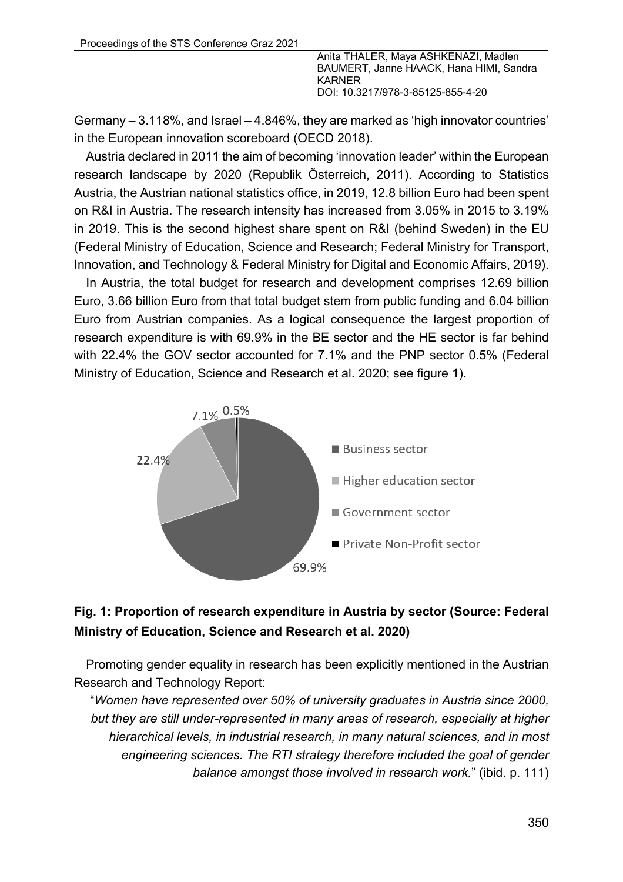Germany – 3.118%, and Israel – 4.846%, they are marked as 'high innovator countries' in the European innovation scoreboard (OECD 2018).

Austria declared in 2011 the aim of becoming 'innovation leader' within the European research landscape by 2020 (Republik Österreich, 2011). According to Statistics Austria, the Austrian national statistics office, in 2019, 12.8 billion Euro had been spent on R&I in Austria. The research intensity has increased from 3.05% in 2015 to 3.19% in 2019. This is the second highest share spent on R&I (behind Sweden) in the EU (Federal Ministry of Education, Science and Research; Federal Ministry for Transport, Innovation, and Technology & Federal Ministry for Digital and Economic Affairs, 2019).

In Austria, the total budget for research and development comprises 12.69 billion Euro, 3.66 billion Euro from that total budget stem from public funding and 6.04 billion Euro from Austrian companies. As a logical consequence the largest proportion of research expenditure is with 69.9% in the BE sector and the HE sector is far behind with 22.4% the GOV sector accounted for 7.1% and the PNP sector 0.5% (Federal Ministry of Education, Science and Research et al. 2020; see figure 1).

**Fig. 1: Proportion of research expenditure in Austria by sector (Source: Federal Ministry of Education, Science and Research et al. 2020)**

Promoting gender equality in research has been explicitly mentioned in the Austrian Research and Technology Report:

"*Women have represented over 50% of university graduates in Austria since 2000, but they are still under-represented in many areas of research, especially at higher hierarchical levels, in industrial research, in many natural sciences, and in most engineering sciences. The RTI strategy therefore included the goal of gender balance amongst those involved in research work.*" (ibid. p. 111)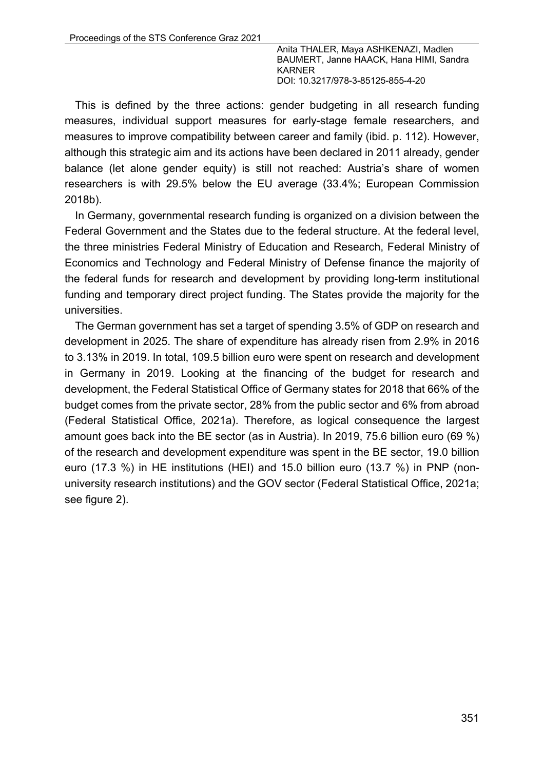This is defined by the three actions: gender budgeting in all research funding measures, individual support measures for early-stage female researchers, and measures to improve compatibility between career and family (ibid. p. 112). However, although this strategic aim and its actions have been declared in 2011 already, gender balance (let alone gender equity) is still not reached: Austria's share of women researchers is with 29.5% below the EU average (33.4%; European Commission 2018b).

In Germany, governmental research funding is organized on a division between the Federal Government and the States due to the federal structure. At the federal level, the three ministries Federal Ministry of Education and Research, Federal Ministry of Economics and Technology and Federal Ministry of Defense finance the majority of the federal funds for research and development by providing long-term institutional funding and temporary direct project funding. The States provide the majority for the universities.

The German government has set a target of spending 3.5% of GDP on research and development in 2025. The share of expenditure has already risen from 2.9% in 2016 to 3.13% in 2019. In total, 109.5 billion euro were spent on research and development in Germany in 2019. Looking at the financing of the budget for research and development, the Federal Statistical Office of Germany states for 2018 that 66% of the budget comes from the private sector, 28% from the public sector and 6% from abroad (Federal Statistical Office, 2021a). Therefore, as logical consequence the largest amount goes back into the BE sector (as in Austria). In 2019, 75.6 billion euro (69 %) of the research and development expenditure was spent in the BE sector, 19.0 billion euro (17.3 %) in HE institutions (HEI) and 15.0 billion euro (13.7 %) in PNP (non-university research institutions) and the GOV sector (Federal Statistical Office, 2021a; see figure 2).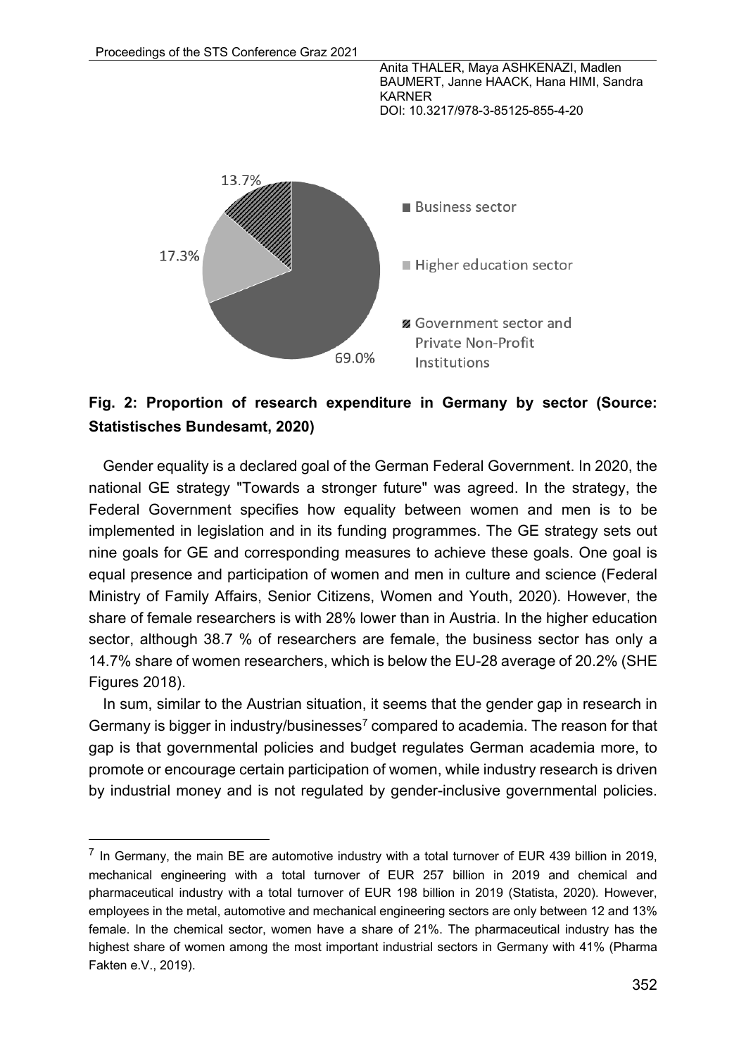**Fig. 2: Proportion of research expenditure in Germany by sector (Source: Statistisches Bundesamt, 2020)**

Gender equality is a declared goal of the German Federal Government. In 2020, the national GE strategy "Towards a stronger future" was agreed. In the strategy, the Federal Government specifies how equality between women and men is to be implemented in legislation and in its funding programmes. The GE strategy sets out nine goals for GE and corresponding measures to achieve these goals. One goal is equal presence and participation of women and men in culture and science (Federal Ministry of Family Affairs, Senior Citizens, Women and Youth, 2020). However, the share of female researchers is with 28% lower than in Austria. In the higher education sector, although 38.7 % of researchers are female, the business sector has only a 14.7% share of women researchers, which is below the EU-28 average of 20.2% (SHE Figures 2018).

In sum, similar to the Austrian situation, it seems that the gender gap in research in Germany is bigger in industry/businesses[7] compared to academia. The reason for that gap is that governmental policies and budget regulates German academia more, to promote or encourage certain participation of women, while industry research is driven by industrial money and is not regulated by gender-inclusive governmental policies.

[7] In Germany, the main BE are automotive industry with a total turnover of EUR 439 billion in 2019, mechanical engineering with a total turnover of EUR 257 billion in 2019 and chemical and pharmaceutical industry with a total turnover of EUR 198 billion in 2019 (Statista, 2020). However, employees in the metal, automotive and mechanical engineering sectors are only between 12 and 13% female. In the chemical sector, women have a share of 21%. The pharmaceutical industry has the highest share of women among the most important industrial sectors in Germany with 41% (Pharma Fakten e.V., 2019).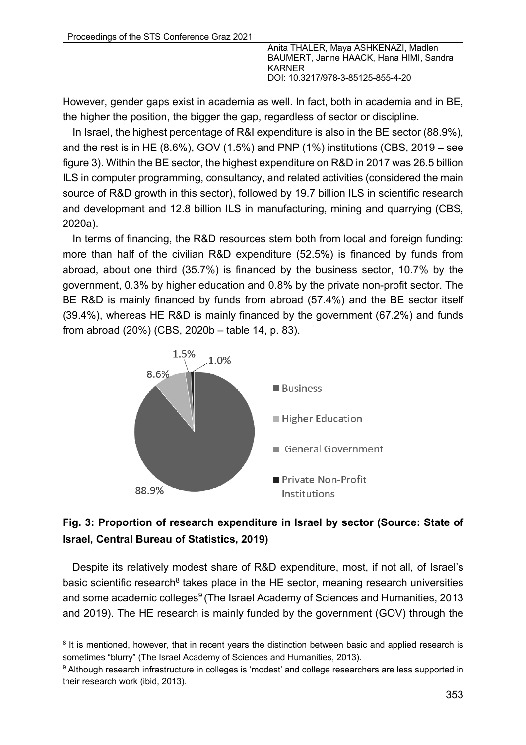However, gender gaps exist in academia as well. In fact, both in academia and in BE, the higher the position, the bigger the gap, regardless of sector or discipline.

In Israel, the highest percentage of R&I expenditure is also in the BE sector (88.9%), and the rest is in HE (8.6%), GOV (1.5%) and PNP (1%) institutions (CBS, 2019 – see figure 3). Within the BE sector, the highest expenditure on R&D in 2017 was 26.5 billion ILS in computer programming, consultancy, and related activities (considered the main source of R&D growth in this sector), followed by 19.7 billion ILS in scientific research and development and 12.8 billion ILS in manufacturing, mining and quarrying (CBS, 2020a).

In terms of financing, the R&D resources stem both from local and foreign funding: more than half of the civilian R&D expenditure (52.5%) is financed by funds from abroad, about one third (35.7%) is financed by the business sector, 10.7% by the government, 0.3% by higher education and 0.8% by the private non-profit sector. The BE R&D is mainly financed by funds from abroad (57.4%) and the BE sector itself (39.4%), whereas HE R&D is mainly financed by the government (67.2%) and funds from abroad (20%) (CBS, 2020b – table 14, p. 83).

**Fig. 3: Proportion of research expenditure in Israel by sector (Source: State of Israel, Central Bureau of Statistics, 2019)**

Despite its relatively modest share of R&D expenditure, most, if not all, of Israel's basic scientific research[8] takes place in the HE sector, meaning research universities and some academic colleges[9] (The Israel Academy of Sciences and Humanities, 2013 and 2019). The HE research is mainly funded by the government (GOV) through the

[8] It is mentioned, however, that in recent years the distinction between basic and applied research is sometimes "blurry" (The Israel Academy of Sciences and Humanities, 2013).

[9] Although research infrastructure in colleges is 'modest' and college researchers are less supported in their research work (ibid, 2013).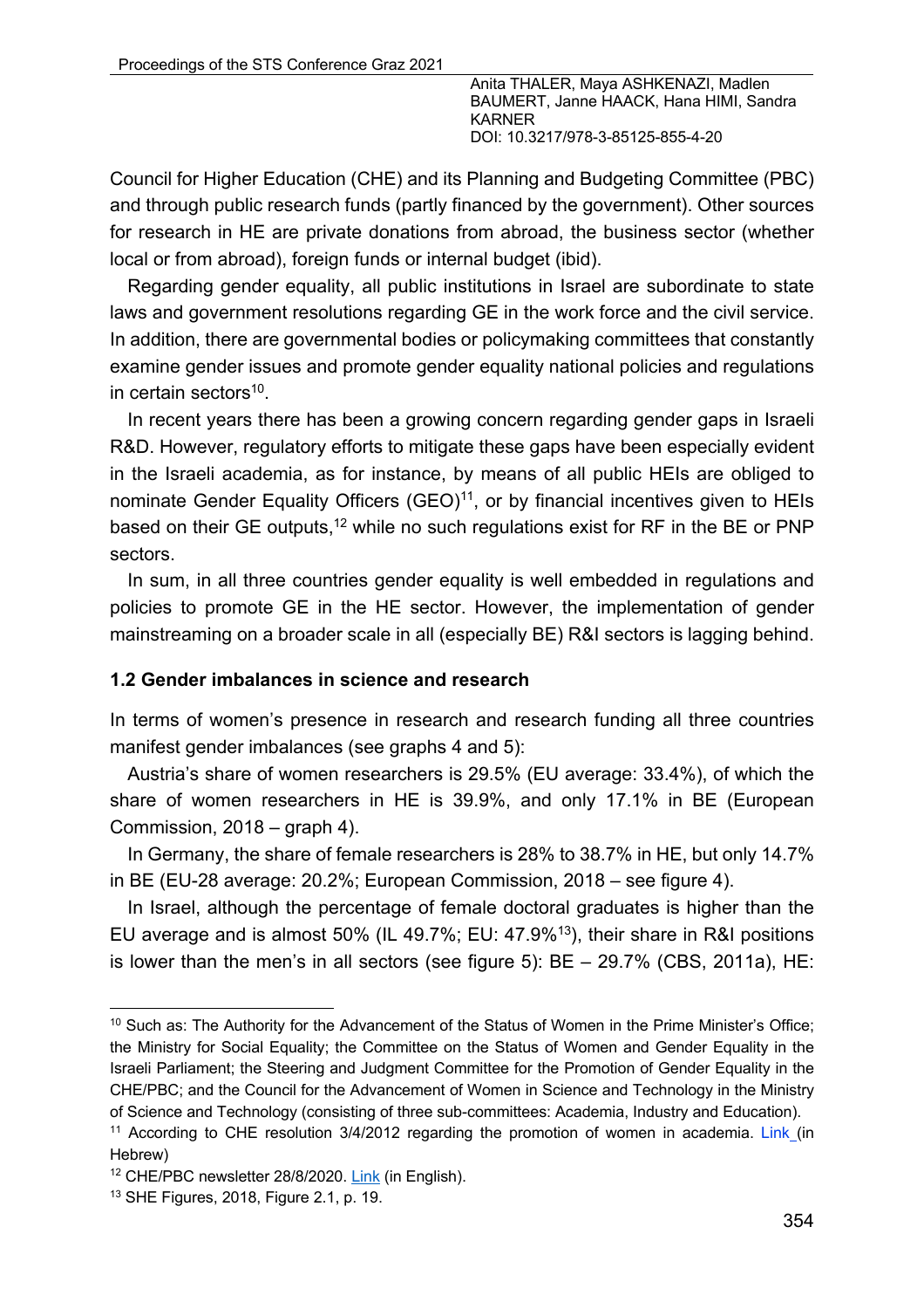Council for Higher Education (CHE) and its Planning and Budgeting Committee (PBC) and through public research funds (partly financed by the government). Other sources for research in HE are private donations from abroad, the business sector (whether local or from abroad), foreign funds or internal budget (ibid).

Regarding gender equality, all public institutions in Israel are subordinate to state laws and government resolutions regarding GE in the work force and the civil service. In addition, there are governmental bodies or policymaking committees that constantly examine gender issues and promote gender equality national policies and regulations in certain sectors[10].

In recent years there has been a growing concern regarding gender gaps in Israeli R&D. However, regulatory efforts to mitigate these gaps have been especially evident in the Israeli academia, as for instance, by means of all public HEIs are obliged to nominate Gender Equality Officers (GEO)[11], or by financial incentives given to HEIs based on their GE outputs,[12] while no such regulations exist for RF in the BE or PNP sectors.

In sum, in all three countries gender equality is well embedded in regulations and policies to promote GE in the HE sector. However, the implementation of gender mainstreaming on a broader scale in all (especially BE) R&I sectors is lagging behind.

### 1.2 Gender imbalances in science and research

In terms of women's presence in research and research funding all three countries manifest gender imbalances (see graphs 4 and 5):

Austria's share of women researchers is 29.5% (EU average: 33.4%), of which the share of women researchers in HE is 39.9%, and only 17.1% in BE (European Commission, 2018 – graph 4).

In Germany, the share of female researchers is 28% to 38.7% in HE, but only 14.7% in BE (EU-28 average: 20.2%; European Commission, 2018 – see figure 4).

In Israel, although the percentage of female doctoral graduates is higher than the EU average and is almost 50% (IL 49.7%; EU: 47.9%[13]), their share in R&I positions is lower than the men's in all sectors (see figure 5): BE – 29.7% (CBS, 2011a), HE:

---

[10] Such as: The Authority for the Advancement of the Status of Women in the Prime Minister's Office; the Ministry for Social Equality; the Committee on the Status of Women and Gender Equality in the Israeli Parliament; the Steering and Judgment Committee for the Promotion of Gender Equality in the CHE/PBC; and the Council for the Advancement of Women in Science and Technology in the Ministry of Science and Technology (consisting of three sub-committees: Academia, Industry and Education).

[11] According to CHE resolution 3/4/2012 regarding the promotion of women in academia. Link (in Hebrew)

[12] CHE/PBC newsletter 28/8/2020. Link (in English).

[13] SHE Figures, 2018, Figure 2.1, p. 19.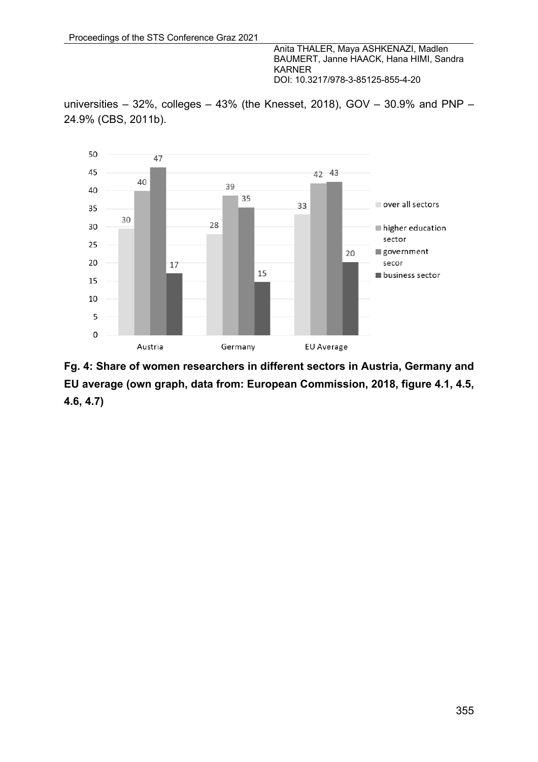universities – 32%, colleges – 43% (the Knesset, 2018), GOV – 30.9% and PNP – 24.9% (CBS, 2011b).

| | over all sectors | higher education sector | government secor | business sector |
|---|---|---|---|---|
| Austria | 30 | 40 | 47 | 17 |
| Germany | 28 | 39 | 35 | 15 |
| EU Average | 33 | 42 | 43 | 20 |

**Fg. 4: Share of women researchers in different sectors in Austria, Germany and EU average (own graph, data from: European Commission, 2018, figure 4.1, 4.5, 4.6, 4.7)**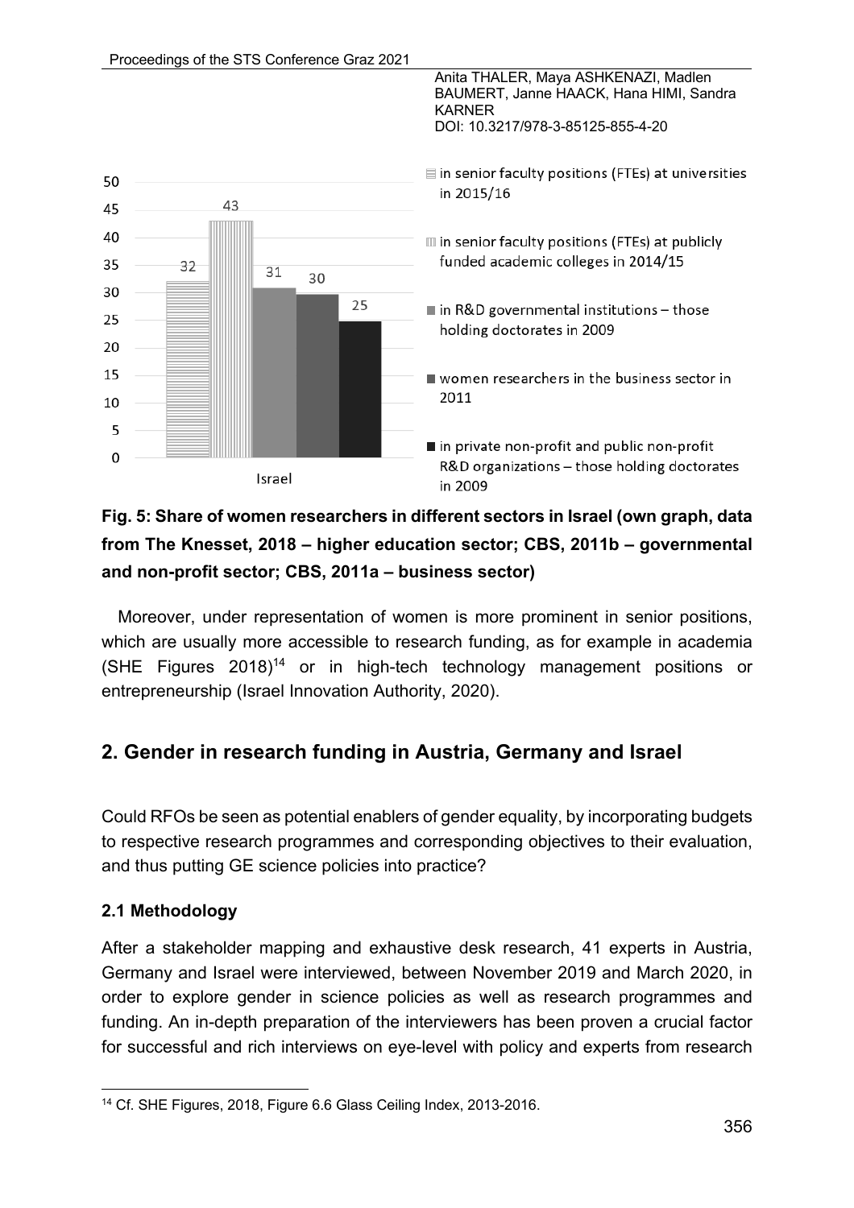**Fig. 5: Share of women researchers in different sectors in Israel (own graph, data from The Knesset, 2018 – higher education sector; CBS, 2011b – governmental and non-profit sector; CBS, 2011a – business sector)**

Moreover, under representation of women is more prominent in senior positions, which are usually more accessible to research funding, as for example in academia (SHE Figures 2018)[14] or in high-tech technology management positions or entrepreneurship (Israel Innovation Authority, 2020).

## 2. Gender in research funding in Austria, Germany and Israel

Could RFOs be seen as potential enablers of gender equality, by incorporating budgets to respective research programmes and corresponding objectives to their evaluation, and thus putting GE science policies into practice?

### 2.1 Methodology

After a stakeholder mapping and exhaustive desk research, 41 experts in Austria, Germany and Israel were interviewed, between November 2019 and March 2020, in order to explore gender in science policies as well as research programmes and funding. An in-depth preparation of the interviewers has been proven a crucial factor for successful and rich interviews on eye-level with policy and experts from research

[14] Cf. SHE Figures, 2018, Figure 6.6 Glass Ceiling Index, 2013-2016.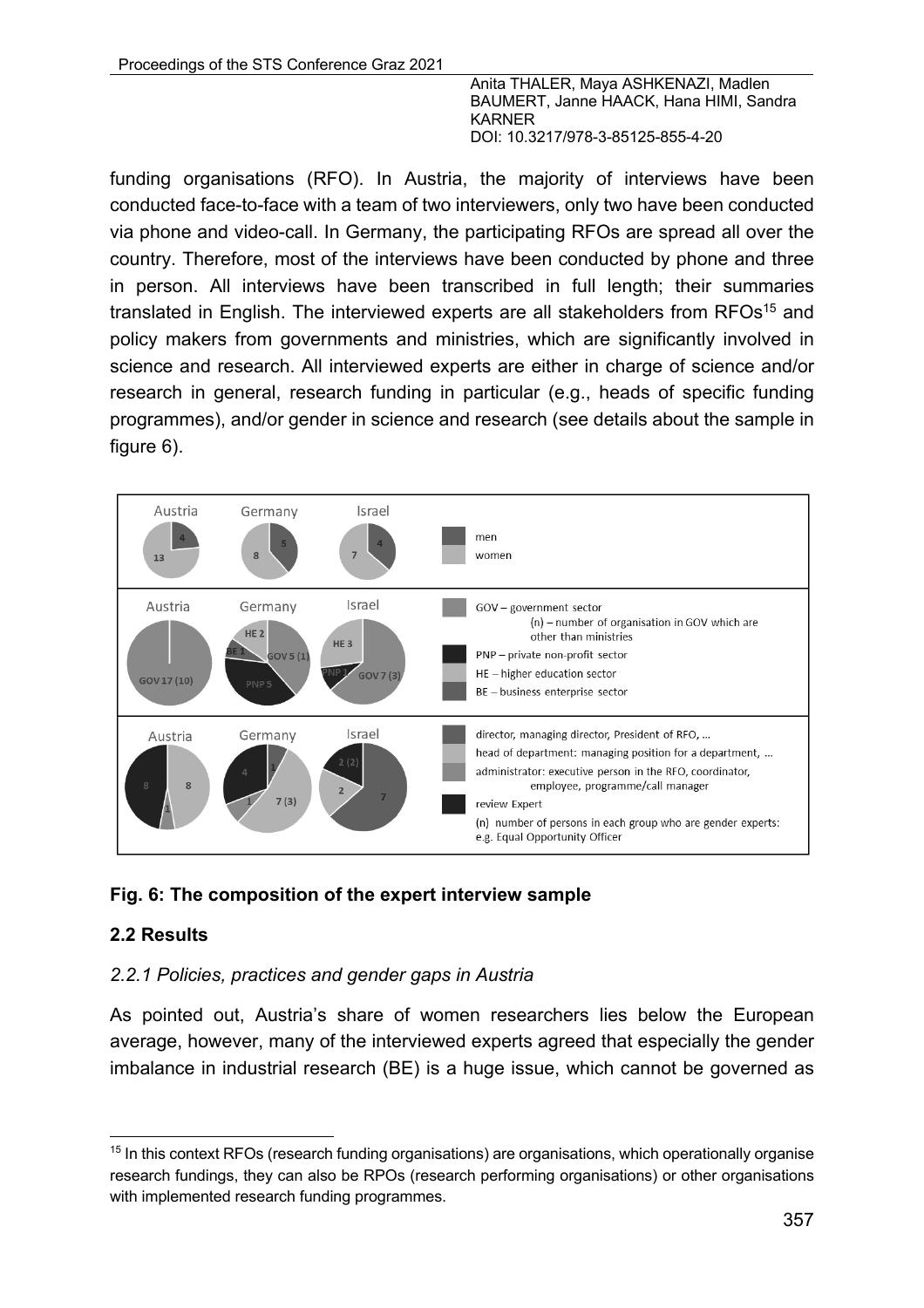funding organisations (RFO). In Austria, the majority of interviews have been conducted face-to-face with a team of two interviewers, only two have been conducted via phone and video-call. In Germany, the participating RFOs are spread all over the country. Therefore, most of the interviews have been conducted by phone and three in person. All interviews have been transcribed in full length; their summaries translated in English. The interviewed experts are all stakeholders from RFOs[15] and policy makers from governments and ministries, which are significantly involved in science and research. All interviewed experts are either in charge of science and/or research in general, research funding in particular (e.g., heads of specific funding programmes), and/or gender in science and research (see details about the sample in figure 6).

**Fig. 6: The composition of the expert interview sample**

## 2.2 Results

### *2.2.1 Policies, practices and gender gaps in Austria*

As pointed out, Austria's share of women researchers lies below the European average, however, many of the interviewed experts agreed that especially the gender imbalance in industrial research (BE) is a huge issue, which cannot be governed as

---

[15] In this context RFOs (research funding organisations) are organisations, which operationally organise research fundings, they can also be RPOs (research performing organisations) or other organisations with implemented research funding programmes.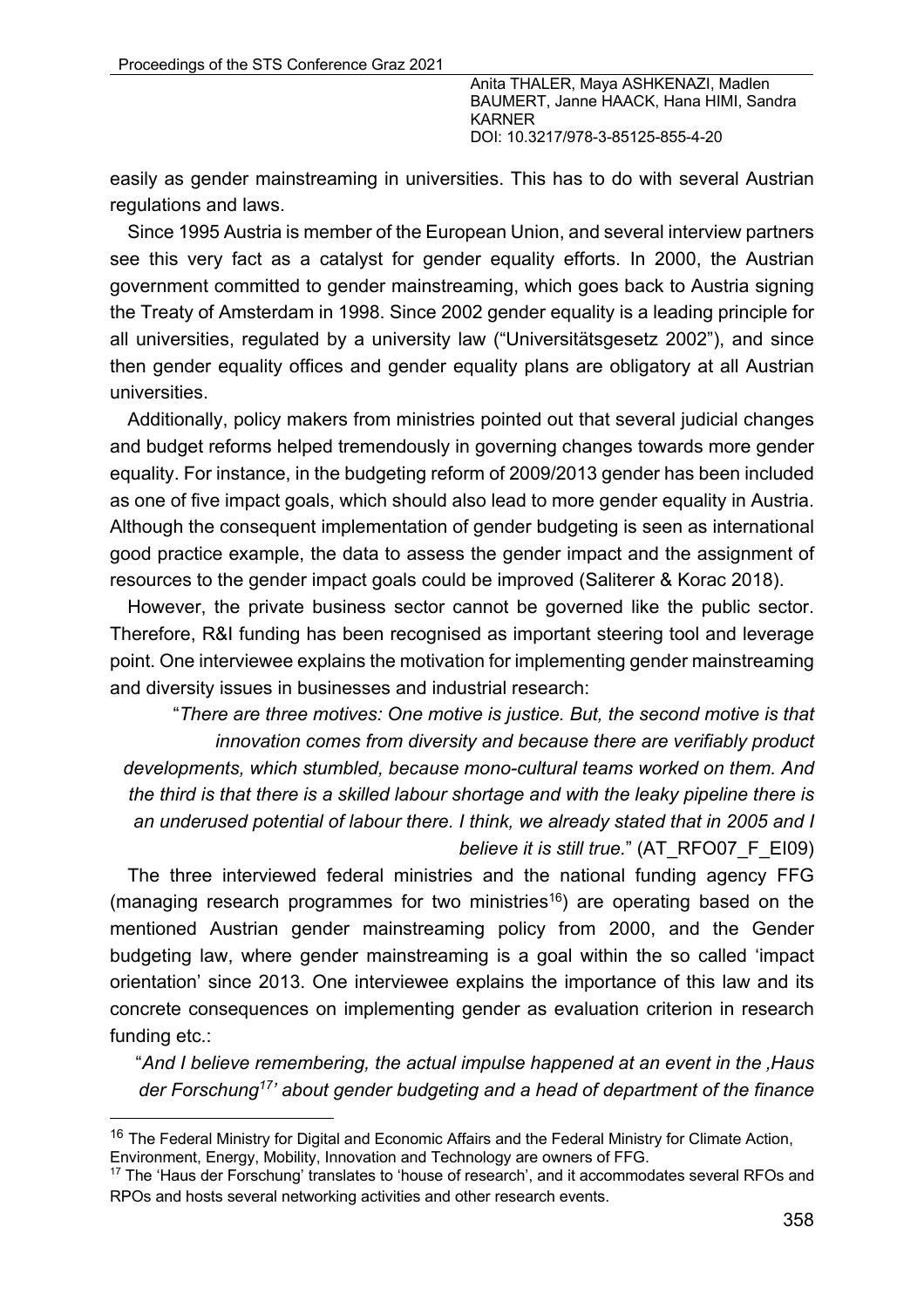easily as gender mainstreaming in universities. This has to do with several Austrian regulations and laws.

Since 1995 Austria is member of the European Union, and several interview partners see this very fact as a catalyst for gender equality efforts. In 2000, the Austrian government committed to gender mainstreaming, which goes back to Austria signing the Treaty of Amsterdam in 1998. Since 2002 gender equality is a leading principle for all universities, regulated by a university law ("Universitätsgesetz 2002"), and since then gender equality offices and gender equality plans are obligatory at all Austrian universities.

Additionally, policy makers from ministries pointed out that several judicial changes and budget reforms helped tremendously in governing changes towards more gender equality. For instance, in the budgeting reform of 2009/2013 gender has been included as one of five impact goals, which should also lead to more gender equality in Austria. Although the consequent implementation of gender budgeting is seen as international good practice example, the data to assess the gender impact and the assignment of resources to the gender impact goals could be improved (Saliterer & Korac 2018).

However, the private business sector cannot be governed like the public sector. Therefore, R&I funding has been recognised as important steering tool and leverage point. One interviewee explains the motivation for implementing gender mainstreaming and diversity issues in businesses and industrial research:

> "*There are three motives: One motive is justice. But, the second motive is that innovation comes from diversity and because there are verifiably product developments, which stumbled, because mono-cultural teams worked on them. And the third is that there is a skilled labour shortage and with the leaky pipeline there is an underused potential of labour there. I think, we already stated that in 2005 and I believe it is still true.*" (AT_RFO07_F_EI09)

The three interviewed federal ministries and the national funding agency FFG (managing research programmes for two ministries[16]) are operating based on the mentioned Austrian gender mainstreaming policy from 2000, and the Gender budgeting law, where gender mainstreaming is a goal within the so called 'impact orientation' since 2013. One interviewee explains the importance of this law and its concrete consequences on implementing gender as evaluation criterion in research funding etc.:

> "*And I believe remembering, the actual impulse happened at an event in the ‚Haus der Forschung[17]' about gender budgeting and a head of department of the finance*

[16] The Federal Ministry for Digital and Economic Affairs and the Federal Ministry for Climate Action, Environment, Energy, Mobility, Innovation and Technology are owners of FFG.

[17] The 'Haus der Forschung' translates to 'house of research', and it accommodates several RFOs and RPOs and hosts several networking activities and other research events.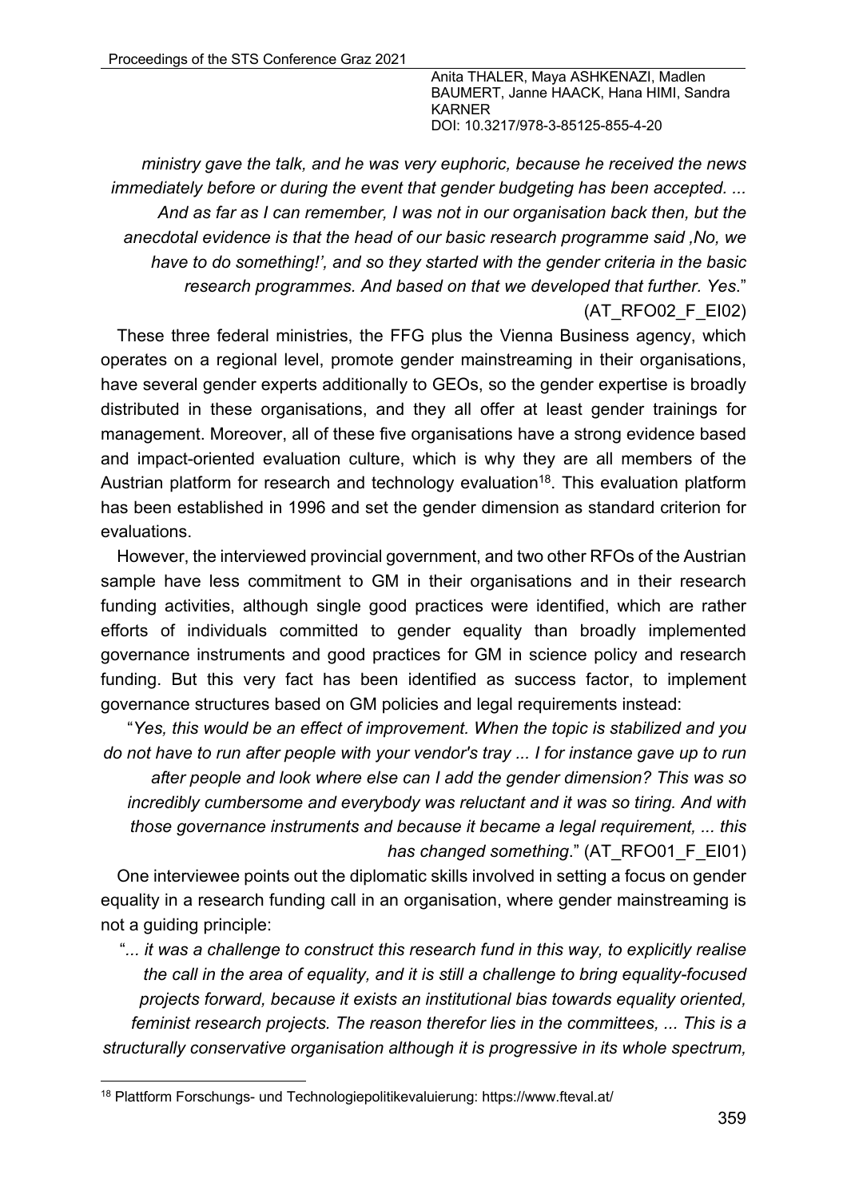*ministry gave the talk, and he was very euphoric, because he received the news immediately before or during the event that gender budgeting has been accepted. ... And as far as I can remember, I was not in our organisation back then, but the anecdotal evidence is that the head of our basic research programme said ,No, we have to do something!', and so they started with the gender criteria in the basic research programmes. And based on that we developed that further. Yes.*" (AT_RFO02_F_EI02)

These three federal ministries, the FFG plus the Vienna Business agency, which operates on a regional level, promote gender mainstreaming in their organisations, have several gender experts additionally to GEOs, so the gender expertise is broadly distributed in these organisations, and they all offer at least gender trainings for management. Moreover, all of these five organisations have a strong evidence based and impact-oriented evaluation culture, which is why they are all members of the Austrian platform for research and technology evaluation[18]. This evaluation platform has been established in 1996 and set the gender dimension as standard criterion for evaluations.

However, the interviewed provincial government, and two other RFOs of the Austrian sample have less commitment to GM in their organisations and in their research funding activities, although single good practices were identified, which are rather efforts of individuals committed to gender equality than broadly implemented governance instruments and good practices for GM in science policy and research funding. But this very fact has been identified as success factor, to implement governance structures based on GM policies and legal requirements instead:

"*Yes, this would be an effect of improvement. When the topic is stabilized and you do not have to run after people with your vendor's tray ... I for instance gave up to run after people and look where else can I add the gender dimension? This was so incredibly cumbersome and everybody was reluctant and it was so tiring. And with those governance instruments and because it became a legal requirement, ... this has changed something*." (AT_RFO01_F_EI01)

One interviewee points out the diplomatic skills involved in setting a focus on gender equality in a research funding call in an organisation, where gender mainstreaming is not a guiding principle:

"*... it was a challenge to construct this research fund in this way, to explicitly realise the call in the area of equality, and it is still a challenge to bring equality-focused projects forward, because it exists an institutional bias towards equality oriented, feminist research projects. The reason therefor lies in the committees, ... This is a structurally conservative organisation although it is progressive in its whole spectrum,*

---

[18] Plattform Forschungs- und Technologiepolitikevaluierung: https://www.fteval.at/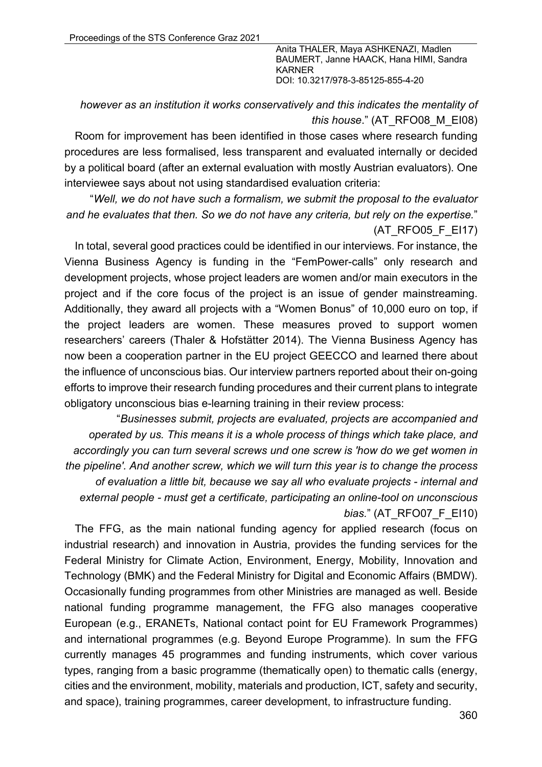*however as an institution it works conservatively and this indicates the mentality of this house*." (AT_RFO08_M_EI08)

Room for improvement has been identified in those cases where research funding procedures are less formalised, less transparent and evaluated internally or decided by a political board (after an external evaluation with mostly Austrian evaluators). One interviewee says about not using standardised evaluation criteria:

"*Well, we do not have such a formalism, we submit the proposal to the evaluator and he evaluates that then. So we do not have any criteria, but rely on the expertise.*" (AT_RFO05_F_EI17)

In total, several good practices could be identified in our interviews. For instance, the Vienna Business Agency is funding in the "FemPower-calls" only research and development projects, whose project leaders are women and/or main executors in the project and if the core focus of the project is an issue of gender mainstreaming. Additionally, they award all projects with a "Women Bonus" of 10,000 euro on top, if the project leaders are women. These measures proved to support women researchers' careers (Thaler & Hofstätter 2014). The Vienna Business Agency has now been a cooperation partner in the EU project GEECCO and learned there about the influence of unconscious bias. Our interview partners reported about their on-going efforts to improve their research funding procedures and their current plans to integrate obligatory unconscious bias e-learning training in their review process:

"*Businesses submit, projects are evaluated, projects are accompanied and operated by us. This means it is a whole process of things which take place, and accordingly you can turn several screws und one screw is 'how do we get women in the pipeline'. And another screw, which we will turn this year is to change the process of evaluation a little bit, because we say all who evaluate projects - internal and external people - must get a certificate, participating an online-tool on unconscious bias.*" (AT_RFO07_F_EI10)

The FFG, as the main national funding agency for applied research (focus on industrial research) and innovation in Austria, provides the funding services for the Federal Ministry for Climate Action, Environment, Energy, Mobility, Innovation and Technology (BMK) and the Federal Ministry for Digital and Economic Affairs (BMDW). Occasionally funding programmes from other Ministries are managed as well. Beside national funding programme management, the FFG also manages cooperative European (e.g., ERANETs, National contact point for EU Framework Programmes) and international programmes (e.g. Beyond Europe Programme). In sum the FFG currently manages 45 programmes and funding instruments, which cover various types, ranging from a basic programme (thematically open) to thematic calls (energy, cities and the environment, mobility, materials and production, ICT, safety and security, and space), training programmes, career development, to infrastructure funding.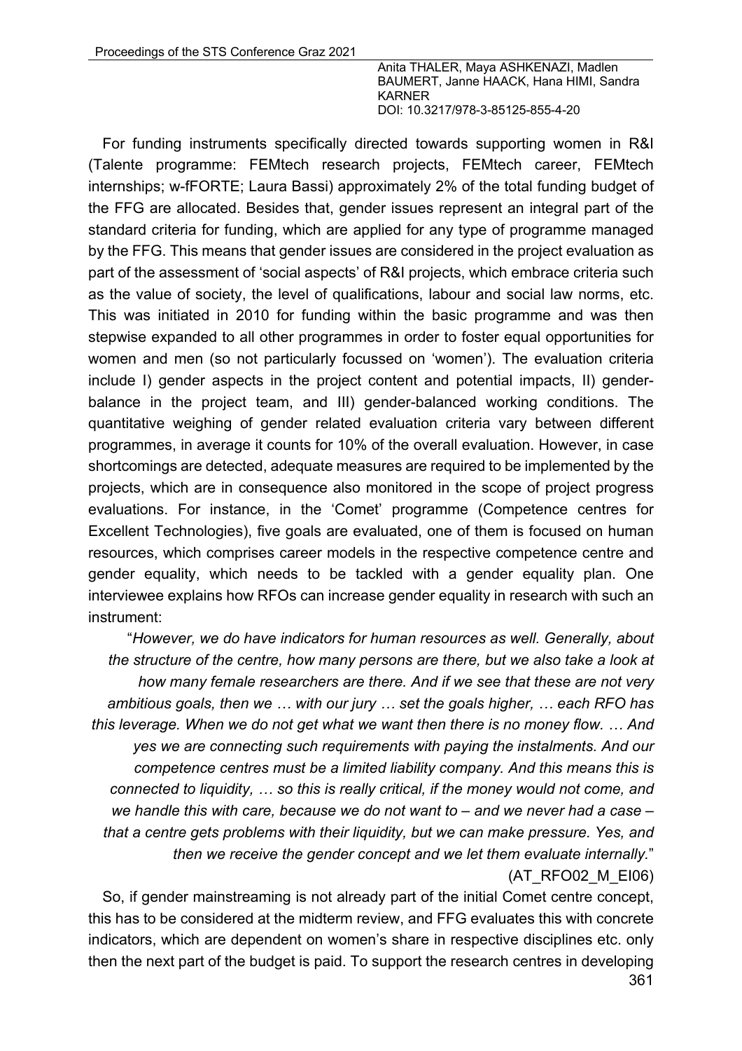For funding instruments specifically directed towards supporting women in R&I (Talente programme: FEMtech research projects, FEMtech career, FEMtech internships; w-fFORTE; Laura Bassi) approximately 2% of the total funding budget of the FFG are allocated. Besides that, gender issues represent an integral part of the standard criteria for funding, which are applied for any type of programme managed by the FFG. This means that gender issues are considered in the project evaluation as part of the assessment of 'social aspects' of R&I projects, which embrace criteria such as the value of society, the level of qualifications, labour and social law norms, etc. This was initiated in 2010 for funding within the basic programme and was then stepwise expanded to all other programmes in order to foster equal opportunities for women and men (so not particularly focussed on 'women'). The evaluation criteria include I) gender aspects in the project content and potential impacts, II) gender-balance in the project team, and III) gender-balanced working conditions. The quantitative weighing of gender related evaluation criteria vary between different programmes, in average it counts for 10% of the overall evaluation. However, in case shortcomings are detected, adequate measures are required to be implemented by the projects, which are in consequence also monitored in the scope of project progress evaluations. For instance, in the 'Comet' programme (Competence centres for Excellent Technologies), five goals are evaluated, one of them is focused on human resources, which comprises career models in the respective competence centre and gender equality, which needs to be tackled with a gender equality plan. One interviewee explains how RFOs can increase gender equality in research with such an instrument:

> "*However, we do have indicators for human resources as well. Generally, about the structure of the centre, how many persons are there, but we also take a look at how many female researchers are there. And if we see that these are not very ambitious goals, then we … with our jury … set the goals higher, … each RFO has this leverage. When we do not get what we want then there is no money flow. … And yes we are connecting such requirements with paying the instalments. And our competence centres must be a limited liability company. And this means this is connected to liquidity, … so this is really critical, if the money would not come, and we handle this with care, because we do not want to – and we never had a case – that a centre gets problems with their liquidity, but we can make pressure. Yes, and then we receive the gender concept and we let them evaluate internally.*" (AT_RFO02_M_EI06)

So, if gender mainstreaming is not already part of the initial Comet centre concept, this has to be considered at the midterm review, and FFG evaluates this with concrete indicators, which are dependent on women's share in respective disciplines etc. only then the next part of the budget is paid. To support the research centres in developing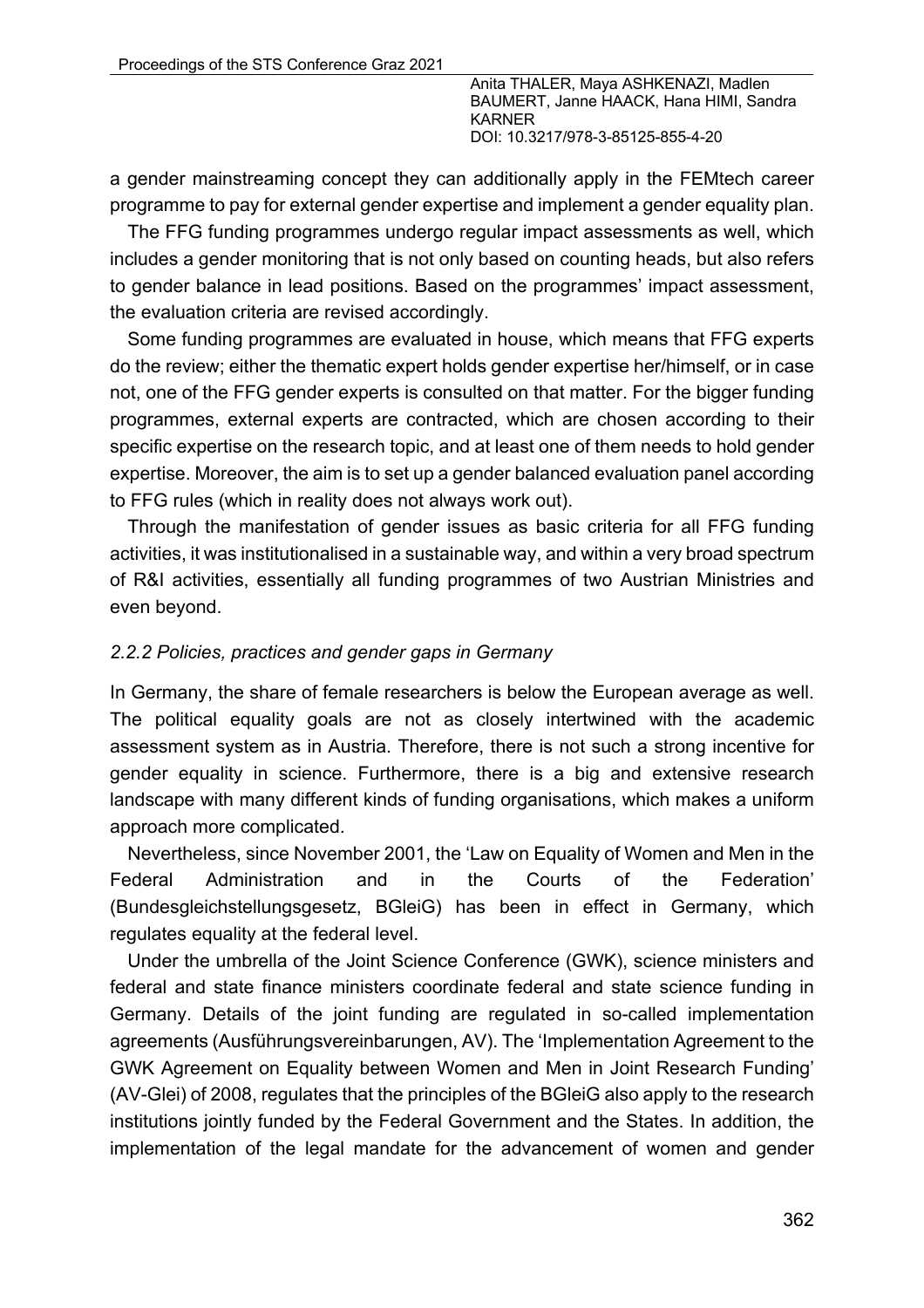a gender mainstreaming concept they can additionally apply in the FEMtech career programme to pay for external gender expertise and implement a gender equality plan.

The FFG funding programmes undergo regular impact assessments as well, which includes a gender monitoring that is not only based on counting heads, but also refers to gender balance in lead positions. Based on the programmes' impact assessment, the evaluation criteria are revised accordingly.

Some funding programmes are evaluated in house, which means that FFG experts do the review; either the thematic expert holds gender expertise her/himself, or in case not, one of the FFG gender experts is consulted on that matter. For the bigger funding programmes, external experts are contracted, which are chosen according to their specific expertise on the research topic, and at least one of them needs to hold gender expertise. Moreover, the aim is to set up a gender balanced evaluation panel according to FFG rules (which in reality does not always work out).

Through the manifestation of gender issues as basic criteria for all FFG funding activities, it was institutionalised in a sustainable way, and within a very broad spectrum of R&I activities, essentially all funding programmes of two Austrian Ministries and even beyond.

### *2.2.2 Policies, practices and gender gaps in Germany*

In Germany, the share of female researchers is below the European average as well. The political equality goals are not as closely intertwined with the academic assessment system as in Austria. Therefore, there is not such a strong incentive for gender equality in science. Furthermore, there is a big and extensive research landscape with many different kinds of funding organisations, which makes a uniform approach more complicated.

Nevertheless, since November 2001, the 'Law on Equality of Women and Men in the Federal Administration and in the Courts of the Federation' (Bundesgleichstellungsgesetz, BGleiG) has been in effect in Germany, which regulates equality at the federal level.

Under the umbrella of the Joint Science Conference (GWK), science ministers and federal and state finance ministers coordinate federal and state science funding in Germany. Details of the joint funding are regulated in so-called implementation agreements (Ausführungsvereinbarungen, AV). The 'Implementation Agreement to the GWK Agreement on Equality between Women and Men in Joint Research Funding' (AV-Glei) of 2008, regulates that the principles of the BGleiG also apply to the research institutions jointly funded by the Federal Government and the States. In addition, the implementation of the legal mandate for the advancement of women and gender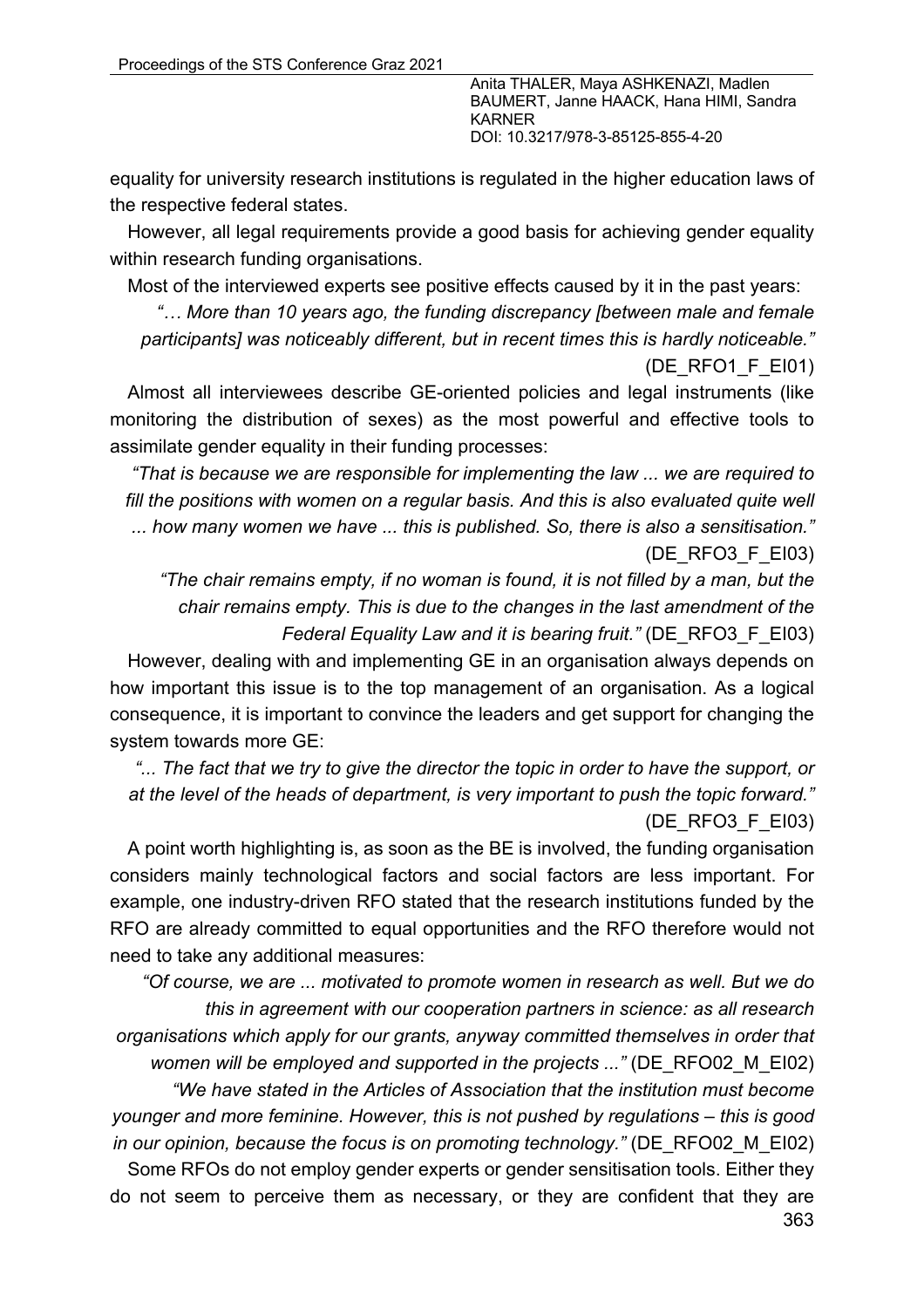equality for university research institutions is regulated in the higher education laws of the respective federal states.

However, all legal requirements provide a good basis for achieving gender equality within research funding organisations.

Most of the interviewed experts see positive effects caused by it in the past years:

> *"… More than 10 years ago, the funding discrepancy [between male and female participants] was noticeably different, but in recent times this is hardly noticeable."* (DE_RFO1_F_EI01)

Almost all interviewees describe GE-oriented policies and legal instruments (like monitoring the distribution of sexes) as the most powerful and effective tools to assimilate gender equality in their funding processes:

> *"That is because we are responsible for implementing the law ... we are required to fill the positions with women on a regular basis. And this is also evaluated quite well ... how many women we have ... this is published. So, there is also a sensitisation."* (DE_RFO3_F_EI03)

> *"The chair remains empty, if no woman is found, it is not filled by a man, but the chair remains empty. This is due to the changes in the last amendment of the Federal Equality Law and it is bearing fruit."* (DE_RFO3_F_EI03)

However, dealing with and implementing GE in an organisation always depends on how important this issue is to the top management of an organisation. As a logical consequence, it is important to convince the leaders and get support for changing the system towards more GE:

> *"... The fact that we try to give the director the topic in order to have the support, or at the level of the heads of department, is very important to push the topic forward."* (DE_RFO3_F_EI03)

A point worth highlighting is, as soon as the BE is involved, the funding organisation considers mainly technological factors and social factors are less important. For example, one industry-driven RFO stated that the research institutions funded by the RFO are already committed to equal opportunities and the RFO therefore would not need to take any additional measures:

> *"Of course, we are ... motivated to promote women in research as well. But we do this in agreement with our cooperation partners in science: as all research organisations which apply for our grants, anyway committed themselves in order that women will be employed and supported in the projects ..."* (DE_RFO02_M_EI02)

> *"We have stated in the Articles of Association that the institution must become younger and more feminine. However, this is not pushed by regulations – this is good in our opinion, because the focus is on promoting technology."* (DE_RFO02_M_EI02)

Some RFOs do not employ gender experts or gender sensitisation tools. Either they do not seem to perceive them as necessary, or they are confident that they are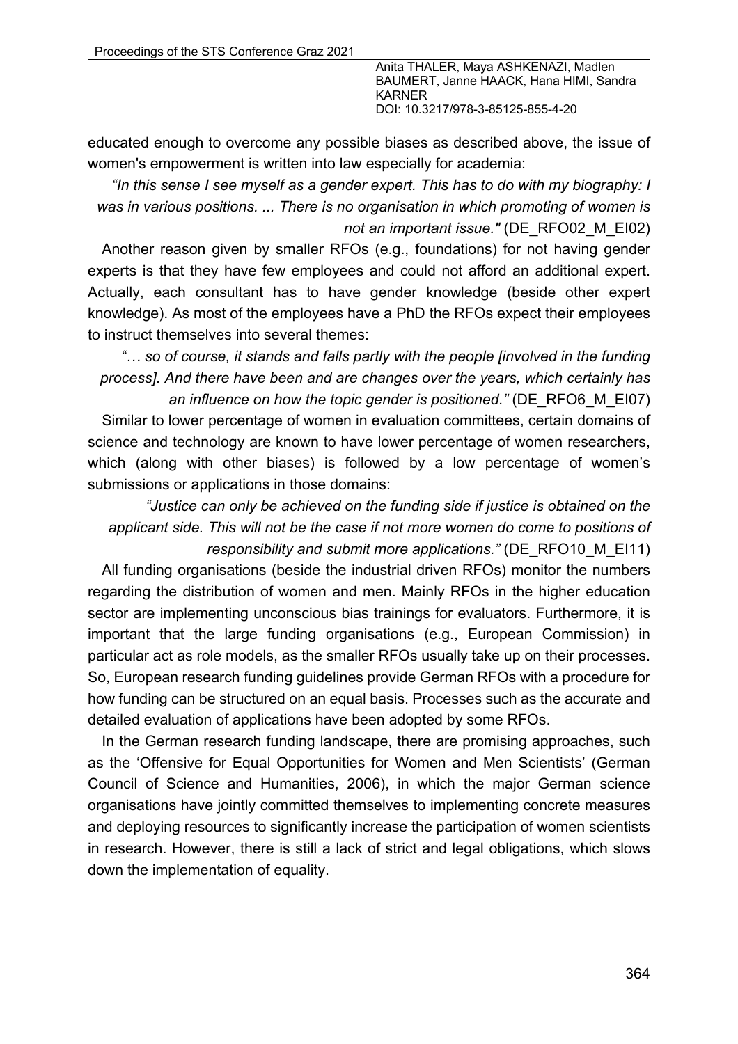educated enough to overcome any possible biases as described above, the issue of women's empowerment is written into law especially for academia:

> *"In this sense I see myself as a gender expert. This has to do with my biography: I was in various positions. ... There is no organisation in which promoting of women is not an important issue."* (DE_RFO02_M_EI02)

Another reason given by smaller RFOs (e.g., foundations) for not having gender experts is that they have few employees and could not afford an additional expert. Actually, each consultant has to have gender knowledge (beside other expert knowledge). As most of the employees have a PhD the RFOs expect their employees to instruct themselves into several themes:

> *"… so of course, it stands and falls partly with the people [involved in the funding process]. And there have been and are changes over the years, which certainly has an influence on how the topic gender is positioned."* (DE_RFO6_M_EI07)

Similar to lower percentage of women in evaluation committees, certain domains of science and technology are known to have lower percentage of women researchers, which (along with other biases) is followed by a low percentage of women's submissions or applications in those domains:

> *"Justice can only be achieved on the funding side if justice is obtained on the applicant side. This will not be the case if not more women do come to positions of responsibility and submit more applications."* (DE_RFO10_M_EI11)

All funding organisations (beside the industrial driven RFOs) monitor the numbers regarding the distribution of women and men. Mainly RFOs in the higher education sector are implementing unconscious bias trainings for evaluators. Furthermore, it is important that the large funding organisations (e.g., European Commission) in particular act as role models, as the smaller RFOs usually take up on their processes. So, European research funding guidelines provide German RFOs with a procedure for how funding can be structured on an equal basis. Processes such as the accurate and detailed evaluation of applications have been adopted by some RFOs.

In the German research funding landscape, there are promising approaches, such as the 'Offensive for Equal Opportunities for Women and Men Scientists' (German Council of Science and Humanities, 2006), in which the major German science organisations have jointly committed themselves to implementing concrete measures and deploying resources to significantly increase the participation of women scientists in research. However, there is still a lack of strict and legal obligations, which slows down the implementation of equality.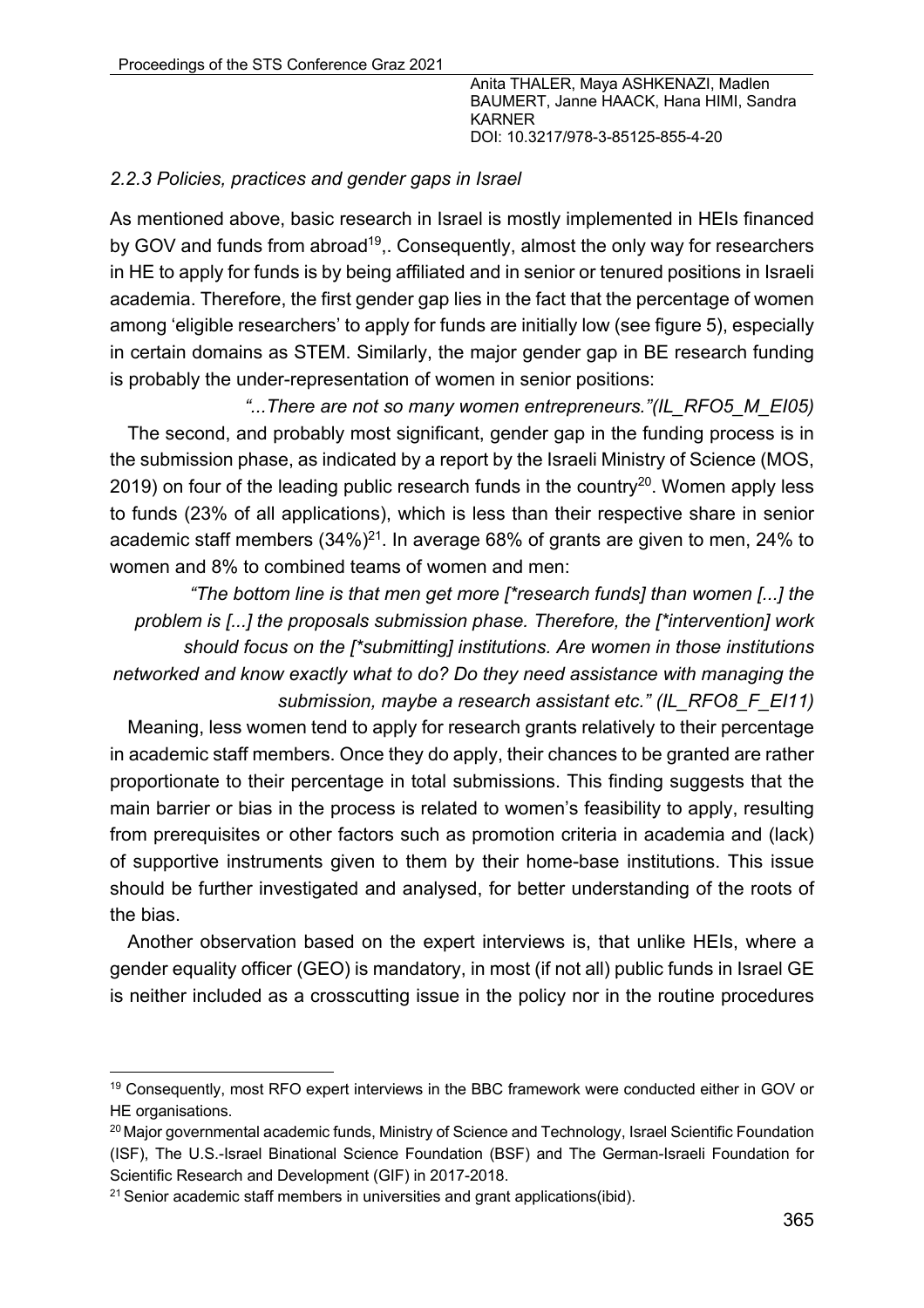### *2.2.3 Policies, practices and gender gaps in Israel*

As mentioned above, basic research in Israel is mostly implemented in HEIs financed by GOV and funds from abroad[19],. Consequently, almost the only way for researchers in HE to apply for funds is by being affiliated and in senior or tenured positions in Israeli academia. Therefore, the first gender gap lies in the fact that the percentage of women among 'eligible researchers' to apply for funds are initially low (see figure 5), especially in certain domains as STEM. Similarly, the major gender gap in BE research funding is probably the under-representation of women in senior positions:

*"...There are not so many women entrepreneurs."(IL_RFO5_M_EI05)*

The second, and probably most significant, gender gap in the funding process is in the submission phase, as indicated by a report by the Israeli Ministry of Science (MOS, 2019) on four of the leading public research funds in the country[20]. Women apply less to funds (23% of all applications), which is less than their respective share in senior academic staff members (34%)[21]. In average 68% of grants are given to men, 24% to women and 8% to combined teams of women and men:

*"The bottom line is that men get more [*research funds] than women [...] the problem is [...] the proposals submission phase. Therefore, the [*intervention] work should focus on the [*submitting] institutions. Are women in those institutions networked and know exactly what to do? Do they need assistance with managing the submission, maybe a research assistant etc." (IL_RFO8_F_EI11)*

Meaning, less women tend to apply for research grants relatively to their percentage in academic staff members. Once they do apply, their chances to be granted are rather proportionate to their percentage in total submissions. This finding suggests that the main barrier or bias in the process is related to women's feasibility to apply, resulting from prerequisites or other factors such as promotion criteria in academia and (lack) of supportive instruments given to them by their home-base institutions. This issue should be further investigated and analysed, for better understanding of the roots of the bias.

Another observation based on the expert interviews is, that unlike HEIs, where a gender equality officer (GEO) is mandatory, in most (if not all) public funds in Israel GE is neither included as a crosscutting issue in the policy nor in the routine procedures

---

[19] Consequently, most RFO expert interviews in the BBC framework were conducted either in GOV or HE organisations.

[20] Major governmental academic funds, Ministry of Science and Technology, Israel Scientific Foundation (ISF), The U.S.-Israel Binational Science Foundation (BSF) and The German-Israeli Foundation for Scientific Research and Development (GIF) in 2017-2018.

[21] Senior academic staff members in universities and grant applications(ibid).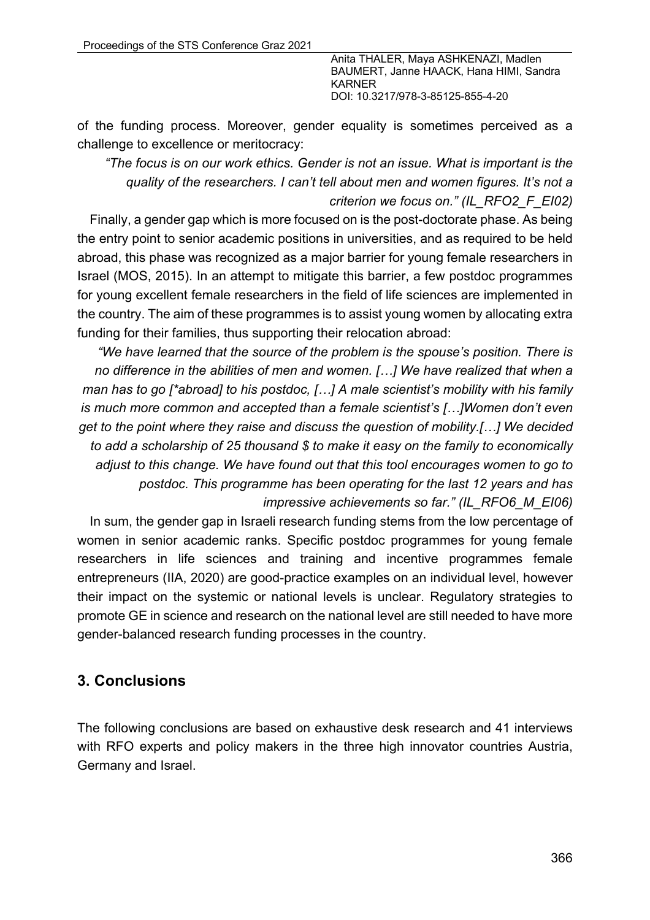of the funding process. Moreover, gender equality is sometimes perceived as a challenge to excellence or meritocracy:

> *"The focus is on our work ethics. Gender is not an issue. What is important is the quality of the researchers. I can't tell about men and women figures. It's not a criterion we focus on." (IL_RFO2_F_EI02)*

Finally, a gender gap which is more focused on is the post-doctorate phase. As being the entry point to senior academic positions in universities, and as required to be held abroad, this phase was recognized as a major barrier for young female researchers in Israel (MOS, 2015). In an attempt to mitigate this barrier, a few postdoc programmes for young excellent female researchers in the field of life sciences are implemented in the country. The aim of these programmes is to assist young women by allocating extra funding for their families, thus supporting their relocation abroad:

> *"We have learned that the source of the problem is the spouse's position. There is no difference in the abilities of men and women. […] We have realized that when a man has to go [*abroad] to his postdoc, […] A male scientist's mobility with his family is much more common and accepted than a female scientist's […]Women don't even get to the point where they raise and discuss the question of mobility.[…] We decided to add a scholarship of 25 thousand $ to make it easy on the family to economically adjust to this change. We have found out that this tool encourages women to go to postdoc. This programme has been operating for the last 12 years and has impressive achievements so far." (IL_RFO6_M_EI06)*

In sum, the gender gap in Israeli research funding stems from the low percentage of women in senior academic ranks. Specific postdoc programmes for young female researchers in life sciences and training and incentive programmes female entrepreneurs (IIA, 2020) are good-practice examples on an individual level, however their impact on the systemic or national levels is unclear. Regulatory strategies to promote GE in science and research on the national level are still needed to have more gender-balanced research funding processes in the country.

## 3. Conclusions

The following conclusions are based on exhaustive desk research and 41 interviews with RFO experts and policy makers in the three high innovator countries Austria, Germany and Israel.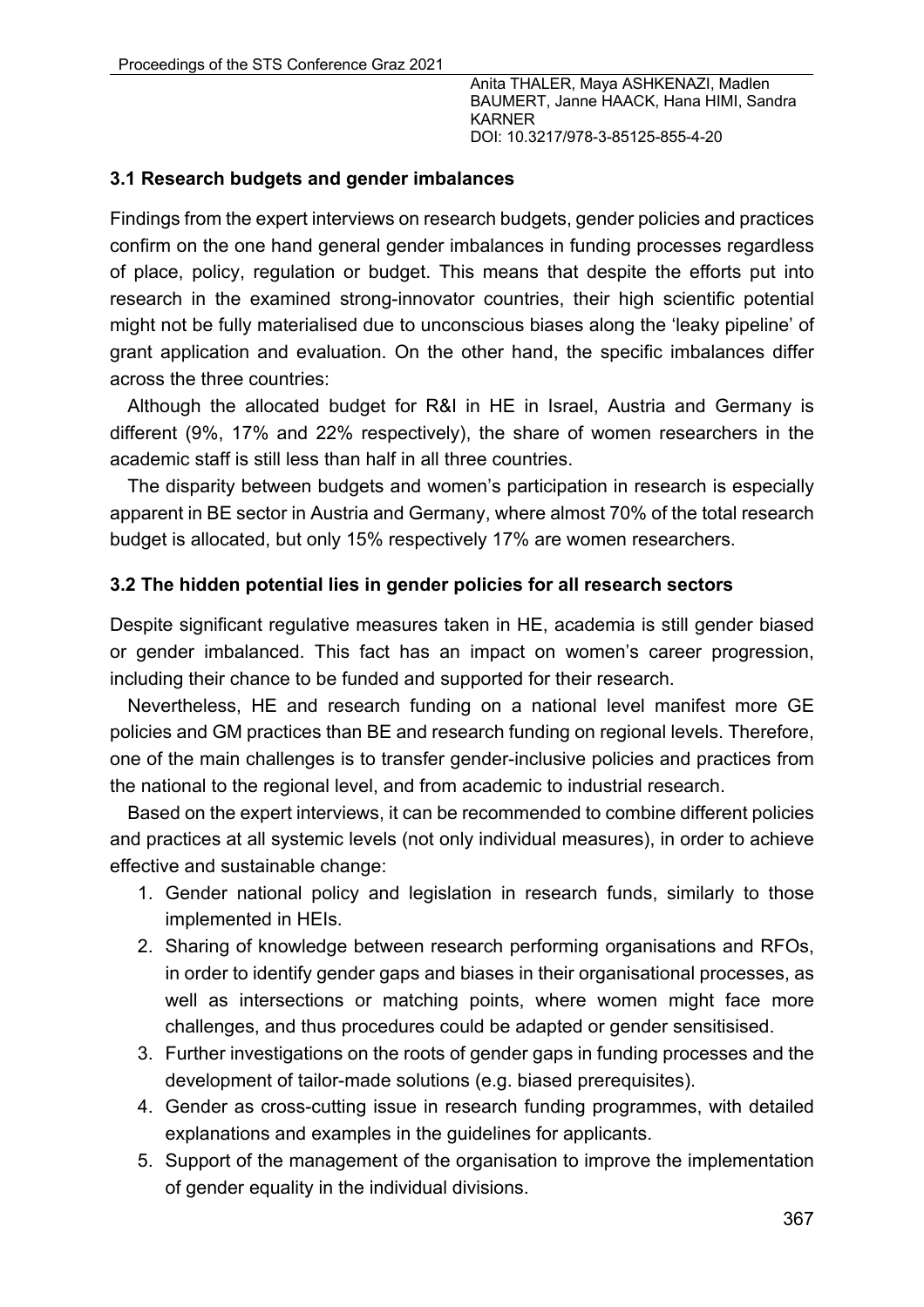### 3.1 Research budgets and gender imbalances

Findings from the expert interviews on research budgets, gender policies and practices confirm on the one hand general gender imbalances in funding processes regardless of place, policy, regulation or budget. This means that despite the efforts put into research in the examined strong-innovator countries, their high scientific potential might not be fully materialised due to unconscious biases along the 'leaky pipeline' of grant application and evaluation. On the other hand, the specific imbalances differ across the three countries:

Although the allocated budget for R&I in HE in Israel, Austria and Germany is different (9%, 17% and 22% respectively), the share of women researchers in the academic staff is still less than half in all three countries.

The disparity between budgets and women's participation in research is especially apparent in BE sector in Austria and Germany, where almost 70% of the total research budget is allocated, but only 15% respectively 17% are women researchers.

### 3.2 The hidden potential lies in gender policies for all research sectors

Despite significant regulative measures taken in HE, academia is still gender biased or gender imbalanced. This fact has an impact on women's career progression, including their chance to be funded and supported for their research.

Nevertheless, HE and research funding on a national level manifest more GE policies and GM practices than BE and research funding on regional levels. Therefore, one of the main challenges is to transfer gender-inclusive policies and practices from the national to the regional level, and from academic to industrial research.

Based on the expert interviews, it can be recommended to combine different policies and practices at all systemic levels (not only individual measures), in order to achieve effective and sustainable change:

1. Gender national policy and legislation in research funds, similarly to those implemented in HEIs.
2. Sharing of knowledge between research performing organisations and RFOs, in order to identify gender gaps and biases in their organisational processes, as well as intersections or matching points, where women might face more challenges, and thus procedures could be adapted or gender sensitisised.
3. Further investigations on the roots of gender gaps in funding processes and the development of tailor-made solutions (e.g. biased prerequisites).
4. Gender as cross-cutting issue in research funding programmes, with detailed explanations and examples in the guidelines for applicants.
5. Support of the management of the organisation to improve the implementation of gender equality in the individual divisions.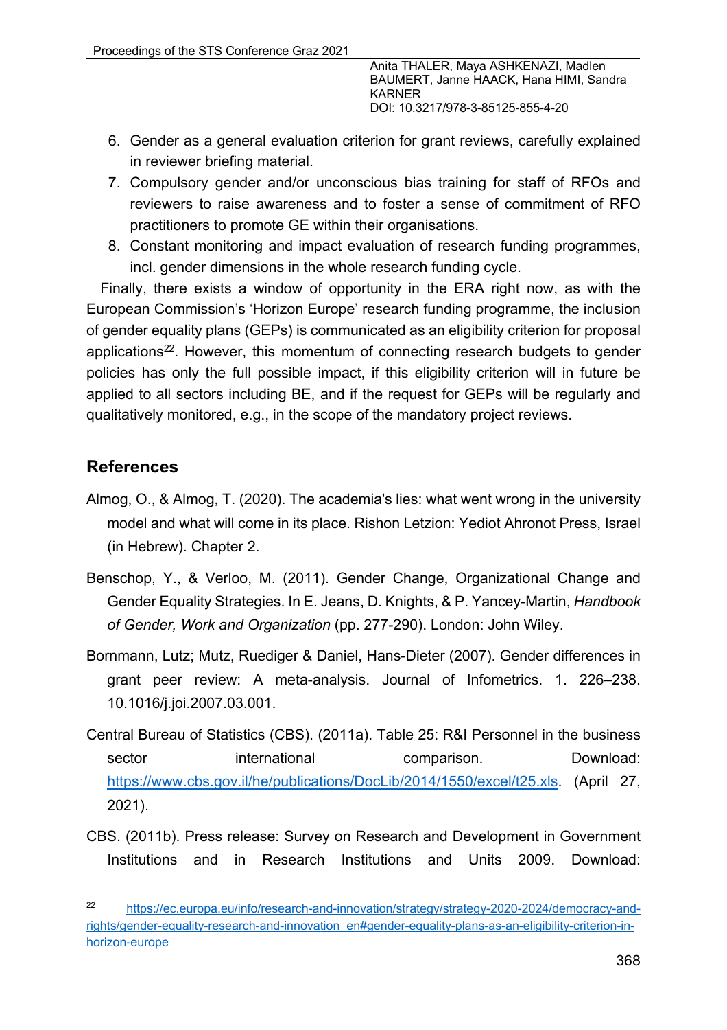6. Gender as a general evaluation criterion for grant reviews, carefully explained in reviewer briefing material.
7. Compulsory gender and/or unconscious bias training for staff of RFOs and reviewers to raise awareness and to foster a sense of commitment of RFO practitioners to promote GE within their organisations.
8. Constant monitoring and impact evaluation of research funding programmes, incl. gender dimensions in the whole research funding cycle.

Finally, there exists a window of opportunity in the ERA right now, as with the European Commission's 'Horizon Europe' research funding programme, the inclusion of gender equality plans (GEPs) is communicated as an eligibility criterion for proposal applications[22]. However, this momentum of connecting research budgets to gender policies has only the full possible impact, if this eligibility criterion will in future be applied to all sectors including BE, and if the request for GEPs will be regularly and qualitatively monitored, e.g., in the scope of the mandatory project reviews.

## References

Almog, O., & Almog, T. (2020). The academia's lies: what went wrong in the university model and what will come in its place. Rishon Letzion: Yediot Ahronot Press, Israel (in Hebrew). Chapter 2.

Benschop, Y., & Verloo, M. (2011). Gender Change, Organizational Change and Gender Equality Strategies. In E. Jeans, D. Knights, & P. Yancey-Martin, *Handbook of Gender, Work and Organization* (pp. 277-290). London: John Wiley.

Bornmann, Lutz; Mutz, Ruediger & Daniel, Hans-Dieter (2007). Gender differences in grant peer review: A meta-analysis. Journal of Infometrics. 1. 226–238. 10.1016/j.joi.2007.03.001.

Central Bureau of Statistics (CBS). (2011a). Table 25: R&I Personnel in the business sector international comparison. Download: https://www.cbs.gov.il/he/publications/DocLib/2014/1550/excel/t25.xls. (April 27, 2021).

CBS. (2011b). Press release: Survey on Research and Development in Government Institutions and in Research Institutions and Units 2009. Download:

[22] https://ec.europa.eu/info/research-and-innovation/strategy/strategy-2020-2024/democracy-and-rights/gender-equality-research-and-innovation_en#gender-equality-plans-as-an-eligibility-criterion-in-horizon-europe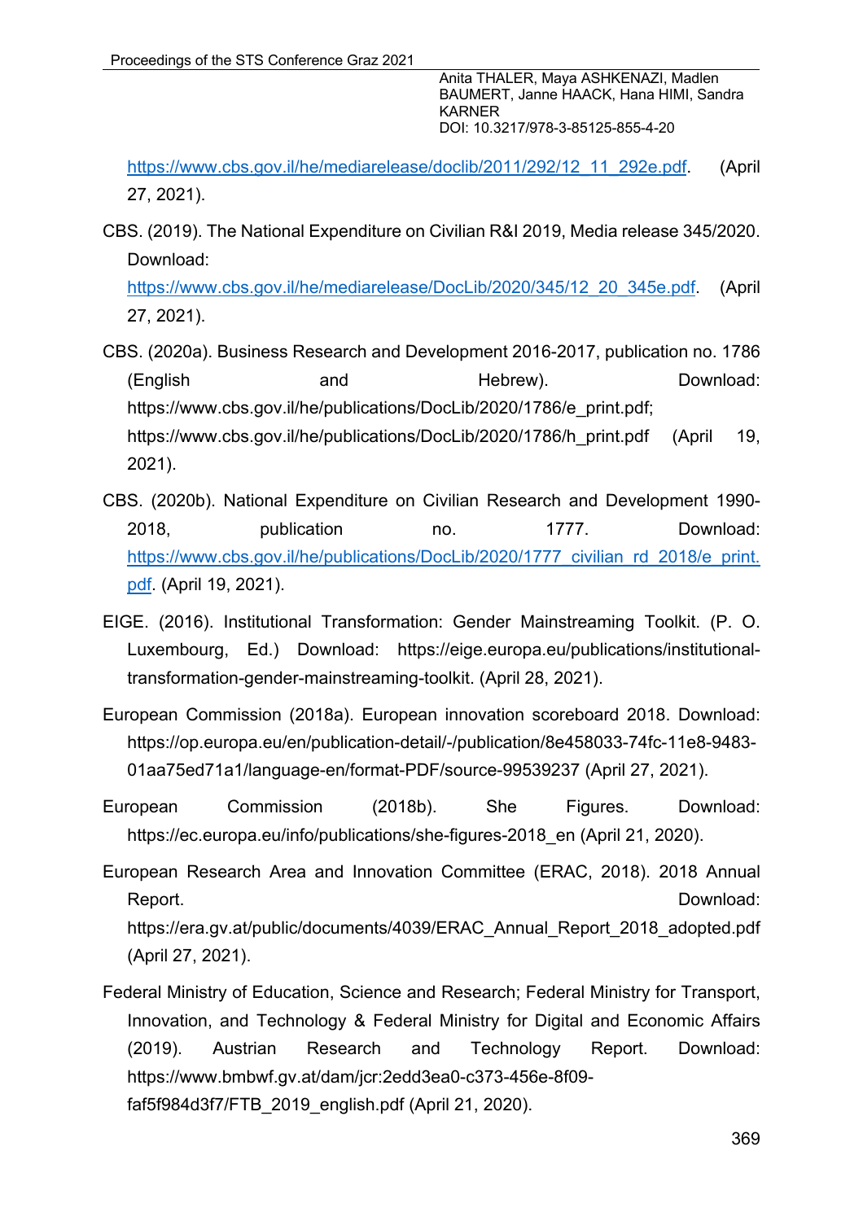https://www.cbs.gov.il/he/mediarelease/doclib/2011/292/12_11_292e.pdf. (April 27, 2021).

CBS. (2019). The National Expenditure on Civilian R&I 2019, Media release 345/2020. Download: https://www.cbs.gov.il/he/mediarelease/DocLib/2020/345/12_20_345e.pdf. (April 27, 2021).

CBS. (2020a). Business Research and Development 2016-2017, publication no. 1786 (English and Hebrew). Download: https://www.cbs.gov.il/he/publications/DocLib/2020/1786/e_print.pdf; https://www.cbs.gov.il/he/publications/DocLib/2020/1786/h_print.pdf (April 19, 2021).

CBS. (2020b). National Expenditure on Civilian Research and Development 1990-2018, publication no. 1777. Download: https://www.cbs.gov.il/he/publications/DocLib/2020/1777_civilian_rd_2018/e_print.pdf. (April 19, 2021).

EIGE. (2016). Institutional Transformation: Gender Mainstreaming Toolkit. (P. O. Luxembourg, Ed.) Download: https://eige.europa.eu/publications/institutional-transformation-gender-mainstreaming-toolkit. (April 28, 2021).

European Commission (2018a). European innovation scoreboard 2018. Download: https://op.europa.eu/en/publication-detail/-/publication/8e458033-74fc-11e8-9483-01aa75ed71a1/language-en/format-PDF/source-99539237 (April 27, 2021).

European Commission (2018b). She Figures. Download: https://ec.europa.eu/info/publications/she-figures-2018_en (April 21, 2020).

European Research Area and Innovation Committee (ERAC, 2018). 2018 Annual Report. Download: https://era.gv.at/public/documents/4039/ERAC_Annual_Report_2018_adopted.pdf (April 27, 2021).

Federal Ministry of Education, Science and Research; Federal Ministry for Transport, Innovation, and Technology & Federal Ministry for Digital and Economic Affairs (2019). Austrian Research and Technology Report. Download: https://www.bmbwf.gv.at/dam/jcr:2edd3ea0-c373-456e-8f09-faf5f984d3f7/FTB_2019_english.pdf (April 21, 2020).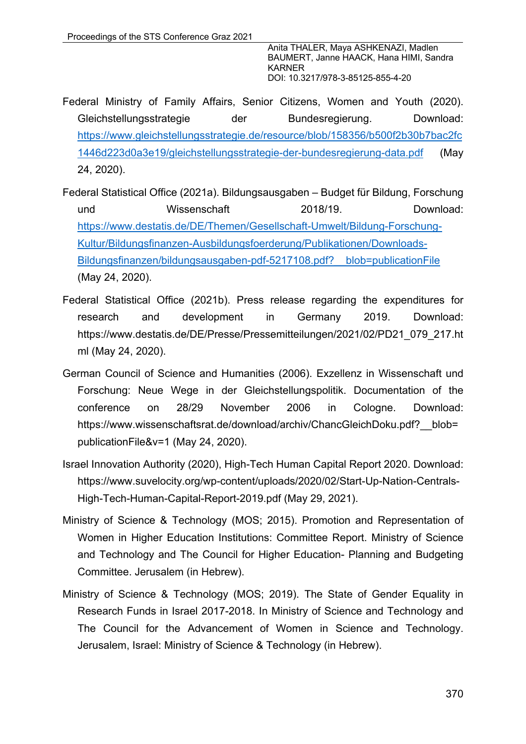Federal Ministry of Family Affairs, Senior Citizens, Women and Youth (2020). Gleichstellungsstrategie der Bundesregierung. Download: https://www.gleichstellungsstrategie.de/resource/blob/158356/b500f2b30b7bac2fc1446d223d0a3e19/gleichstellungsstrategie-der-bundesregierung-data.pdf (May 24, 2020).

Federal Statistical Office (2021a). Bildungsausgaben – Budget für Bildung, Forschung und Wissenschaft 2018/19. Download: https://www.destatis.de/DE/Themen/Gesellschaft-Umwelt/Bildung-Forschung-Kultur/Bildungsfinanzen-Ausbildungsfoerderung/Publikationen/Downloads-Bildungsfinanzen/bildungsausgaben-pdf-5217108.pdf?__blob=publicationFile (May 24, 2020).

Federal Statistical Office (2021b). Press release regarding the expenditures for research and development in Germany 2019. Download: https://www.destatis.de/DE/Presse/Pressemitteilungen/2021/02/PD21_079_217.html (May 24, 2020).

German Council of Science and Humanities (2006). Exzellenz in Wissenschaft und Forschung: Neue Wege in der Gleichstellungspolitik. Documentation of the conference on 28/29 November 2006 in Cologne. Download: https://www.wissenschaftsrat.de/download/archiv/ChancGleichDoku.pdf?__blob=publicationFile&v=1 (May 24, 2020).

Israel Innovation Authority (2020), High-Tech Human Capital Report 2020. Download: https://www.suvelocity.org/wp-content/uploads/2020/02/Start-Up-Nation-Centrals-High-Tech-Human-Capital-Report-2019.pdf (May 29, 2021).

Ministry of Science & Technology (MOS; 2015). Promotion and Representation of Women in Higher Education Institutions: Committee Report. Ministry of Science and Technology and The Council for Higher Education- Planning and Budgeting Committee. Jerusalem (in Hebrew).

Ministry of Science & Technology (MOS; 2019). The State of Gender Equality in Research Funds in Israel 2017-2018. In Ministry of Science and Technology and The Council for the Advancement of Women in Science and Technology. Jerusalem, Israel: Ministry of Science & Technology (in Hebrew).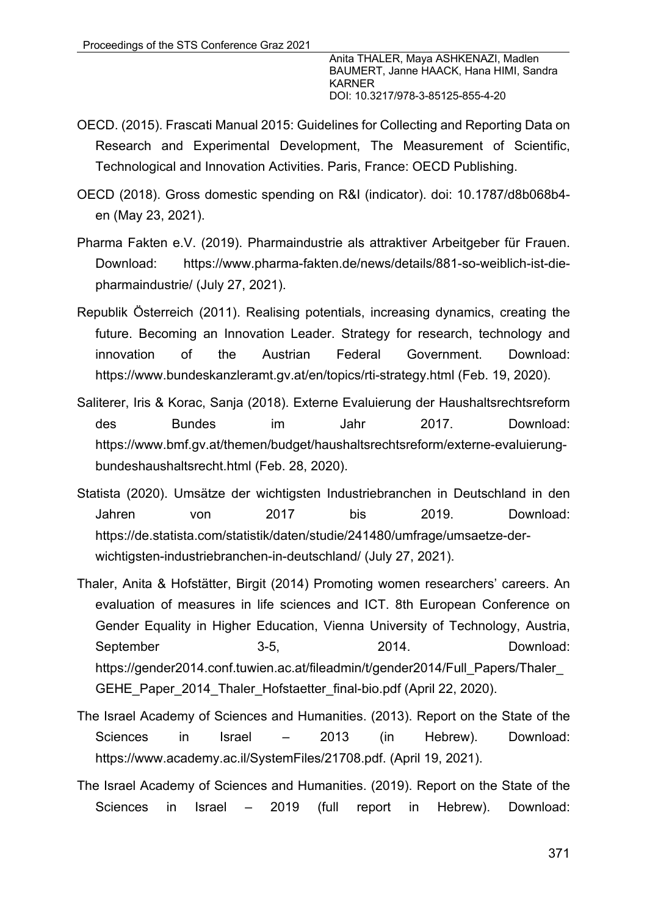OECD. (2015). Frascati Manual 2015: Guidelines for Collecting and Reporting Data on Research and Experimental Development, The Measurement of Scientific, Technological and Innovation Activities. Paris, France: OECD Publishing.

OECD (2018). Gross domestic spending on R&I (indicator). doi: 10.1787/d8b068b4-en (May 23, 2021).

Pharma Fakten e.V. (2019). Pharmaindustrie als attraktiver Arbeitgeber für Frauen. Download: https://www.pharma-fakten.de/news/details/881-so-weiblich-ist-die-pharmaindustrie/ (July 27, 2021).

Republik Österreich (2011). Realising potentials, increasing dynamics, creating the future. Becoming an Innovation Leader. Strategy for research, technology and innovation of the Austrian Federal Government. Download: https://www.bundeskanzleramt.gv.at/en/topics/rti-strategy.html (Feb. 19, 2020).

Saliterer, Iris & Korac, Sanja (2018). Externe Evaluierung der Haushaltsrechtsreform des Bundes im Jahr 2017. Download: https://www.bmf.gv.at/themen/budget/haushaltsrechtsreform/externe-evaluierung-bundeshaushaltsrecht.html (Feb. 28, 2020).

Statista (2020). Umsätze der wichtigsten Industriebranchen in Deutschland in den Jahren von 2017 bis 2019. Download: https://de.statista.com/statistik/daten/studie/241480/umfrage/umsaetze-der-wichtigsten-industriebranchen-in-deutschland/ (July 27, 2021).

Thaler, Anita & Hofstätter, Birgit (2014) Promoting women researchers' careers. An evaluation of measures in life sciences and ICT. 8th European Conference on Gender Equality in Higher Education, Vienna University of Technology, Austria, September 3-5, 2014. Download: https://gender2014.conf.tuwien.ac.at/fileadmin/t/gender2014/Full_Papers/Thaler_GEHE_Paper_2014_Thaler_Hofstaetter_final-bio.pdf (April 22, 2020).

The Israel Academy of Sciences and Humanities. (2013). Report on the State of the Sciences in Israel – 2013 (in Hebrew). Download: https://www.academy.ac.il/SystemFiles/21708.pdf. (April 19, 2021).

The Israel Academy of Sciences and Humanities. (2019). Report on the State of the Sciences in Israel – 2019 (full report in Hebrew). Download: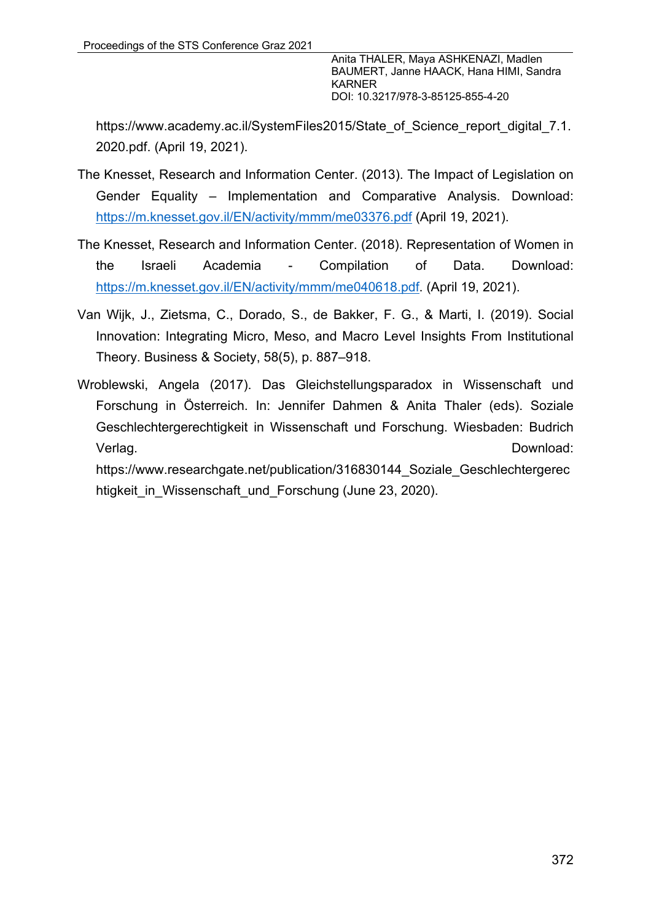https://www.academy.ac.il/SystemFiles2015/State_of_Science_report_digital_7.1.2020.pdf. (April 19, 2021).

The Knesset, Research and Information Center. (2013). The Impact of Legislation on Gender Equality – Implementation and Comparative Analysis. Download: https://m.knesset.gov.il/EN/activity/mmm/me03376.pdf (April 19, 2021).

The Knesset, Research and Information Center. (2018). Representation of Women in the Israeli Academia - Compilation of Data. Download: https://m.knesset.gov.il/EN/activity/mmm/me040618.pdf. (April 19, 2021).

Van Wijk, J., Zietsma, C., Dorado, S., de Bakker, F. G., & Marti, I. (2019). Social Innovation: Integrating Micro, Meso, and Macro Level Insights From Institutional Theory. Business & Society, 58(5), p. 887–918.

Wroblewski, Angela (2017). Das Gleichstellungsparadox in Wissenschaft und Forschung in Österreich. In: Jennifer Dahmen & Anita Thaler (eds). Soziale Geschlechtergerechtigkeit in Wissenschaft und Forschung. Wiesbaden: Budrich Verlag. Download: https://www.researchgate.net/publication/316830144_Soziale_Geschlechtergerechtigkeit_in_Wissenschaft_und_Forschung (June 23, 2020).